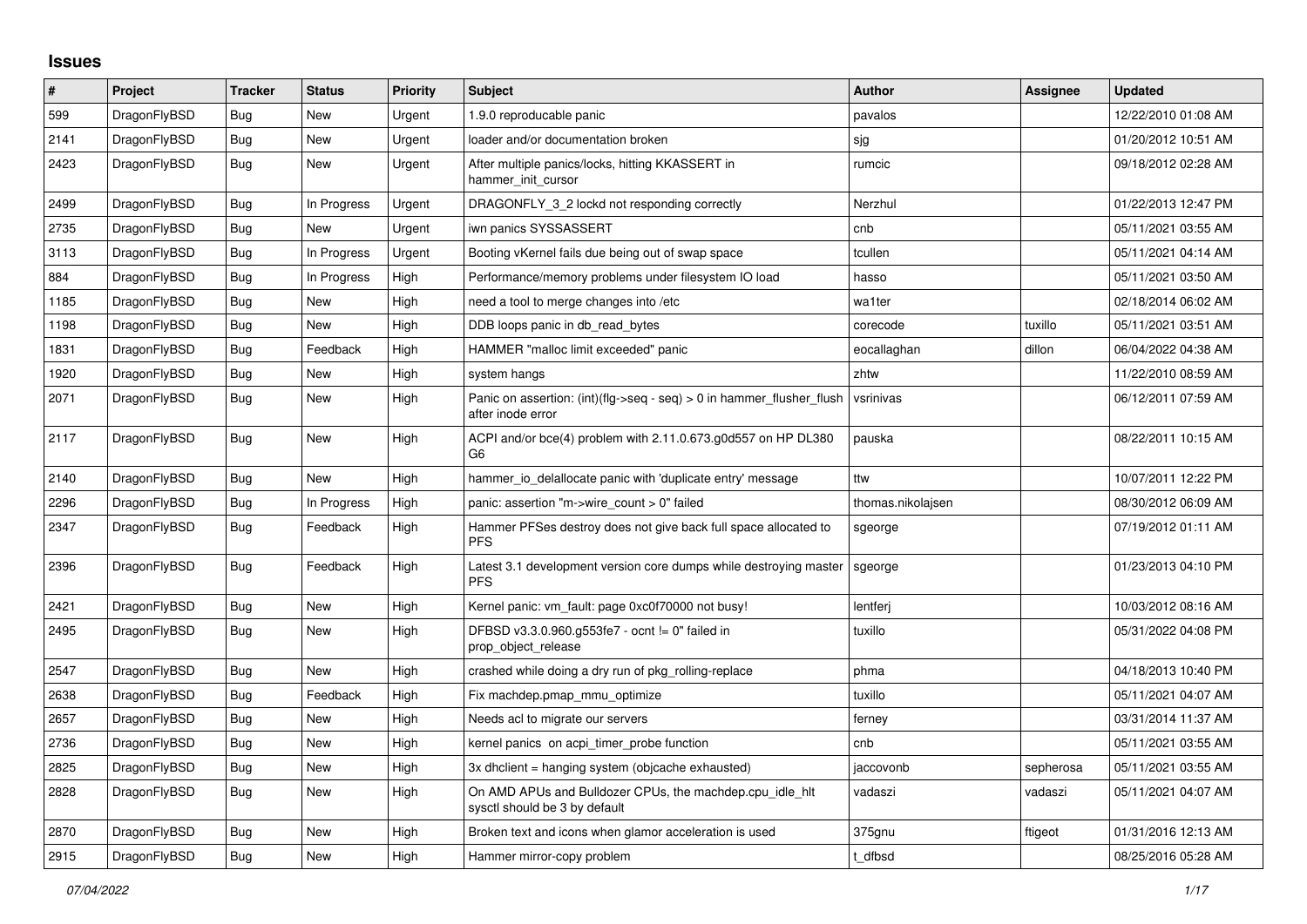## Issues

| # | Project | Tracker | Status | Priority | Subject | Author | Assignee | Updated |
|---|---|---|---|---|---|---|---|---|
| 599 | DragonFlyBSD | Bug | New | Urgent | 1.9.0 reproducable panic | pavalos | | 12/22/2010 01:08 AM |
| 2141 | DragonFlyBSD | Bug | New | Urgent | loader and/or documentation broken | sjg | | 01/20/2012 10:51 AM |
| 2423 | DragonFlyBSD | Bug | New | Urgent | After multiple panics/locks, hitting KKASSERT in hammer_init_cursor | rumcic | | 09/18/2012 02:28 AM |
| 2499 | DragonFlyBSD | Bug | In Progress | Urgent | DRAGONFLY_3_2 lockd not responding correctly | Nerzhul | | 01/22/2013 12:47 PM |
| 2735 | DragonFlyBSD | Bug | New | Urgent | iwn panics SYSSASSERT | cnb | | 05/11/2021 03:55 AM |
| 3113 | DragonFlyBSD | Bug | In Progress | Urgent | Booting vKernel fails due being out of swap space | tcullen | | 05/11/2021 04:14 AM |
| 884 | DragonFlyBSD | Bug | In Progress | High | Performance/memory problems under filesystem IO load | hasso | | 05/11/2021 03:50 AM |
| 1185 | DragonFlyBSD | Bug | New | High | need a tool to merge changes into /etc | wa1ter | | 02/18/2014 06:02 AM |
| 1198 | DragonFlyBSD | Bug | New | High | DDB loops panic in db_read_bytes | corecode | tuxillo | 05/11/2021 03:51 AM |
| 1831 | DragonFlyBSD | Bug | Feedback | High | HAMMER "malloc limit exceeded" panic | eocallaghan | dillon | 06/04/2022 04:38 AM |
| 1920 | DragonFlyBSD | Bug | New | High | system hangs | zhtw | | 11/22/2010 08:59 AM |
| 2071 | DragonFlyBSD | Bug | New | High | Panic on assertion: (int)(flg->seq - seq) > 0 in hammer_flusher_flush after inode error | vsrinivas | | 06/12/2011 07:59 AM |
| 2117 | DragonFlyBSD | Bug | New | High | ACPI and/or bce(4) problem with 2.11.0.673.g0d557 on HP DL380 G6 | pauska | | 08/22/2011 10:15 AM |
| 2140 | DragonFlyBSD | Bug | New | High | hammer_io_delallocate panic with 'duplicate entry' message | ttw | | 10/07/2011 12:22 PM |
| 2296 | DragonFlyBSD | Bug | In Progress | High | panic: assertion "m->wire_count > 0" failed | thomas.nikolajsen | | 08/30/2012 06:09 AM |
| 2347 | DragonFlyBSD | Bug | Feedback | High | Hammer PFSes destroy does not give back full space allocated to PFS | sgeorge | | 07/19/2012 01:11 AM |
| 2396 | DragonFlyBSD | Bug | Feedback | High | Latest 3.1 development version core dumps while destroying master PFS | sgeorge | | 01/23/2013 04:10 PM |
| 2421 | DragonFlyBSD | Bug | New | High | Kernel panic: vm_fault: page 0xc0f70000 not busy! | lentferj | | 10/03/2012 08:16 AM |
| 2495 | DragonFlyBSD | Bug | New | High | DFBSD v3.3.0.960.g553fe7 - ocnt != 0" failed in prop_object_release | tuxillo | | 05/31/2022 04:08 PM |
| 2547 | DragonFlyBSD | Bug | New | High | crashed while doing a dry run of pkg_rolling-replace | phma | | 04/18/2013 10:40 PM |
| 2638 | DragonFlyBSD | Bug | Feedback | High | Fix machdep.pmap_mmu_optimize | tuxillo | | 05/11/2021 04:07 AM |
| 2657 | DragonFlyBSD | Bug | New | High | Needs acl to migrate our servers | ferney | | 03/31/2014 11:37 AM |
| 2736 | DragonFlyBSD | Bug | New | High | kernel panics on acpi_timer_probe function | cnb | | 05/11/2021 03:55 AM |
| 2825 | DragonFlyBSD | Bug | New | High | 3x dhclient = hanging system (objcache exhausted) | jaccovonb | sepherosa | 05/11/2021 03:55 AM |
| 2828 | DragonFlyBSD | Bug | New | High | On AMD APUs and Bulldozer CPUs, the machdep.cpu_idle_hlt sysctl should be 3 by default | vadaszi | vadaszi | 05/11/2021 04:07 AM |
| 2870 | DragonFlyBSD | Bug | New | High | Broken text and icons when glamor acceleration is used | 375gnu | ftigeot | 01/31/2016 12:13 AM |
| 2915 | DragonFlyBSD | Bug | New | High | Hammer mirror-copy problem | t_dfbsd | | 08/25/2016 05:28 AM |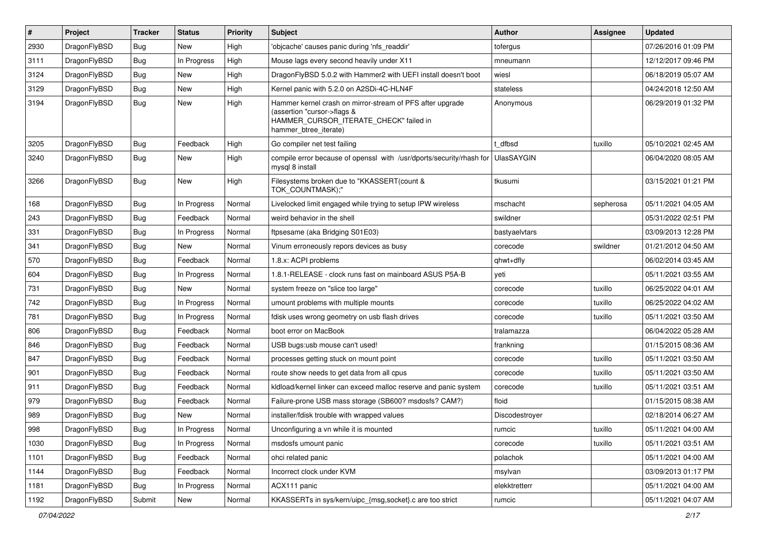| # | Project | Tracker | Status | Priority | Subject | Author | Assignee | Updated |
| --- | --- | --- | --- | --- | --- | --- | --- | --- |
| 2930 | DragonFlyBSD | Bug | New | High | 'objcache' causes panic during 'nfs_readdir' | tofergus | | 07/26/2016 01:09 PM |
| 3111 | DragonFlyBSD | Bug | In Progress | High | Mouse lags every second heavily under X11 | mneumann | | 12/12/2017 09:46 PM |
| 3124 | DragonFlyBSD | Bug | New | High | DragonFlyBSD 5.0.2 with Hammer2 with UEFI install doesn't boot | wiesl | | 06/18/2019 05:07 AM |
| 3129 | DragonFlyBSD | Bug | New | High | Kernel panic with 5.2.0 on A2SDi-4C-HLN4F | stateless | | 04/24/2018 12:50 AM |
| 3194 | DragonFlyBSD | Bug | New | High | Hammer kernel crash on mirror-stream of PFS after upgrade (assertion "cursor->flags & HAMMER_CURSOR_ITERATE_CHECK" failed in hammer_btree_iterate) | Anonymous | | 06/29/2019 01:32 PM |
| 3205 | DragonFlyBSD | Bug | Feedback | High | Go compiler net test failing | t_dfbsd | tuxillo | 05/10/2021 02:45 AM |
| 3240 | DragonFlyBSD | Bug | New | High | compile error because of openssl with /usr/dports/security/rhash for mysql 8 install | UlasSAYGIN | | 06/04/2020 08:05 AM |
| 3266 | DragonFlyBSD | Bug | New | High | Filesystems broken due to "KKASSERT(count & TOK_COUNTMASK);" | tkusumi | | 03/15/2021 01:21 PM |
| 168 | DragonFlyBSD | Bug | In Progress | Normal | Livelocked limit engaged while trying to setup IPW wireless | mschacht | sepherosa | 05/11/2021 04:05 AM |
| 243 | DragonFlyBSD | Bug | Feedback | Normal | weird behavior in the shell | swildner | | 05/31/2022 02:51 PM |
| 331 | DragonFlyBSD | Bug | In Progress | Normal | ftpsesame (aka Bridging S01E03) | bastyaelvtars | | 03/09/2013 12:28 PM |
| 341 | DragonFlyBSD | Bug | New | Normal | Vinum erroneously repors devices as busy | corecode | swildner | 01/21/2012 04:50 AM |
| 570 | DragonFlyBSD | Bug | Feedback | Normal | 1.8.x: ACPI problems | qhwt+dfly | | 06/02/2014 03:45 AM |
| 604 | DragonFlyBSD | Bug | In Progress | Normal | 1.8.1-RELEASE - clock runs fast on mainboard ASUS P5A-B | yeti | | 05/11/2021 03:55 AM |
| 731 | DragonFlyBSD | Bug | New | Normal | system freeze on "slice too large" | corecode | tuxillo | 06/25/2022 04:01 AM |
| 742 | DragonFlyBSD | Bug | In Progress | Normal | umount problems with multiple mounts | corecode | tuxillo | 06/25/2022 04:02 AM |
| 781 | DragonFlyBSD | Bug | In Progress | Normal | fdisk uses wrong geometry on usb flash drives | corecode | tuxillo | 05/11/2021 03:50 AM |
| 806 | DragonFlyBSD | Bug | Feedback | Normal | boot error on MacBook | tralamazza | | 06/04/2022 05:28 AM |
| 846 | DragonFlyBSD | Bug | Feedback | Normal | USB bugs:usb mouse can't used! | frankning | | 01/15/2015 08:36 AM |
| 847 | DragonFlyBSD | Bug | Feedback | Normal | processes getting stuck on mount point | corecode | tuxillo | 05/11/2021 03:50 AM |
| 901 | DragonFlyBSD | Bug | Feedback | Normal | route show needs to get data from all cpus | corecode | tuxillo | 05/11/2021 03:50 AM |
| 911 | DragonFlyBSD | Bug | Feedback | Normal | kldload/kernel linker can exceed malloc reserve and panic system | corecode | tuxillo | 05/11/2021 03:51 AM |
| 979 | DragonFlyBSD | Bug | Feedback | Normal | Failure-prone USB mass storage (SB600? msdosfs? CAM?) | floid | | 01/15/2015 08:38 AM |
| 989 | DragonFlyBSD | Bug | New | Normal | installer/fdisk trouble with wrapped values | Discodestroyer | | 02/18/2014 06:27 AM |
| 998 | DragonFlyBSD | Bug | In Progress | Normal | Unconfiguring a vn while it is mounted | rumcic | tuxillo | 05/11/2021 04:00 AM |
| 1030 | DragonFlyBSD | Bug | In Progress | Normal | msdosfs umount panic | corecode | tuxillo | 05/11/2021 03:51 AM |
| 1101 | DragonFlyBSD | Bug | Feedback | Normal | ohci related panic | polachok | | 05/11/2021 04:00 AM |
| 1144 | DragonFlyBSD | Bug | Feedback | Normal | Incorrect clock under KVM | msylvan | | 03/09/2013 01:17 PM |
| 1181 | DragonFlyBSD | Bug | In Progress | Normal | ACX111 panic | elekktretterr | | 05/11/2021 04:00 AM |
| 1192 | DragonFlyBSD | Submit | New | Normal | KKASSERTs in sys/kern/uipc_{msg,socket}.c are too strict | rumcic | | 05/11/2021 04:07 AM |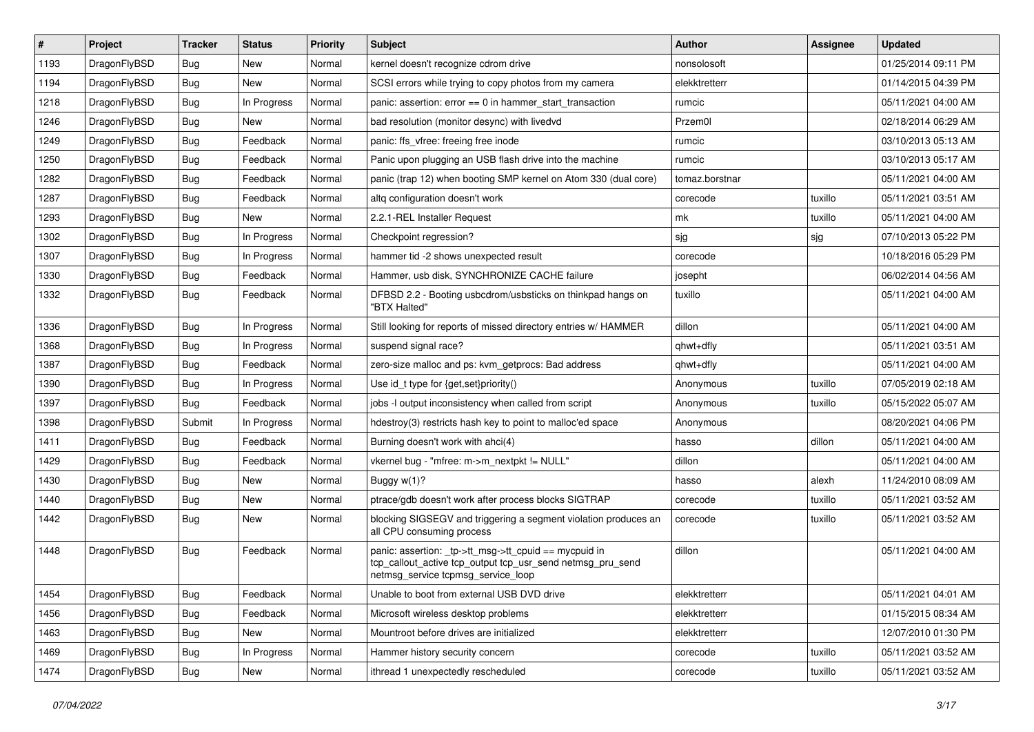| # | Project | Tracker | Status | Priority | Subject | Author | Assignee | Updated |
|---|---|---|---|---|---|---|---|---|
| 1193 | DragonFlyBSD | Bug | New | Normal | kernel doesn't recognize cdrom drive | nonsolosoft | | 01/25/2014 09:11 PM |
| 1194 | DragonFlyBSD | Bug | New | Normal | SCSI errors while trying to copy photos from my camera | elekktretterr | | 01/14/2015 04:39 PM |
| 1218 | DragonFlyBSD | Bug | In Progress | Normal | panic: assertion: error == 0 in hammer_start_transaction | rumcic | | 05/11/2021 04:00 AM |
| 1246 | DragonFlyBSD | Bug | New | Normal | bad resolution (monitor desync) with livedvd | Przem0l | | 02/18/2014 06:29 AM |
| 1249 | DragonFlyBSD | Bug | Feedback | Normal | panic: ffs_vfree: freeing free inode | rumcic | | 03/10/2013 05:13 AM |
| 1250 | DragonFlyBSD | Bug | Feedback | Normal | Panic upon plugging an USB flash drive into the machine | rumcic | | 03/10/2013 05:17 AM |
| 1282 | DragonFlyBSD | Bug | Feedback | Normal | panic (trap 12) when booting SMP kernel on Atom 330 (dual core) | tomaz.borstnar | | 05/11/2021 04:00 AM |
| 1287 | DragonFlyBSD | Bug | Feedback | Normal | altq configuration doesn't work | corecode | tuxillo | 05/11/2021 03:51 AM |
| 1293 | DragonFlyBSD | Bug | New | Normal | 2.2.1-REL Installer Request | mk | tuxillo | 05/11/2021 04:00 AM |
| 1302 | DragonFlyBSD | Bug | In Progress | Normal | Checkpoint regression? | sjg | sjg | 07/10/2013 05:22 PM |
| 1307 | DragonFlyBSD | Bug | In Progress | Normal | hammer tid -2 shows unexpected result | corecode | | 10/18/2016 05:29 PM |
| 1330 | DragonFlyBSD | Bug | Feedback | Normal | Hammer, usb disk, SYNCHRONIZE CACHE failure | josepht | | 06/02/2014 04:56 AM |
| 1332 | DragonFlyBSD | Bug | Feedback | Normal | DFBSD 2.2 - Booting usbcdrom/usbsticks on thinkpad hangs on "BTX Halted" | tuxillo | | 05/11/2021 04:00 AM |
| 1336 | DragonFlyBSD | Bug | In Progress | Normal | Still looking for reports of missed directory entries w/ HAMMER | dillon | | 05/11/2021 04:00 AM |
| 1368 | DragonFlyBSD | Bug | In Progress | Normal | suspend signal race? | qhwt+dfly | | 05/11/2021 03:51 AM |
| 1387 | DragonFlyBSD | Bug | Feedback | Normal | zero-size malloc and ps: kvm_getprocs: Bad address | qhwt+dfly | | 05/11/2021 04:00 AM |
| 1390 | DragonFlyBSD | Bug | In Progress | Normal | Use id_t type for {get,set}priority() | Anonymous | tuxillo | 07/05/2019 02:18 AM |
| 1397 | DragonFlyBSD | Bug | Feedback | Normal | jobs -l output inconsistency when called from script | Anonymous | tuxillo | 05/15/2022 05:07 AM |
| 1398 | DragonFlyBSD | Submit | In Progress | Normal | hdestroy(3) restricts hash key to point to malloc'ed space | Anonymous | | 08/20/2021 04:06 PM |
| 1411 | DragonFlyBSD | Bug | Feedback | Normal | Burning doesn't work with ahci(4) | hasso | dillon | 05/11/2021 04:00 AM |
| 1429 | DragonFlyBSD | Bug | Feedback | Normal | vkernel bug - "mfree: m->m_nextpkt != NULL" | dillon | | 05/11/2021 04:00 AM |
| 1430 | DragonFlyBSD | Bug | New | Normal | Buggy w(1)? | hasso | alexh | 11/24/2010 08:09 AM |
| 1440 | DragonFlyBSD | Bug | New | Normal | ptrace/gdb doesn't work after process blocks SIGTRAP | corecode | tuxillo | 05/11/2021 03:52 AM |
| 1442 | DragonFlyBSD | Bug | New | Normal | blocking SIGSEGV and triggering a segment violation produces an all CPU consuming process | corecode | tuxillo | 05/11/2021 03:52 AM |
| 1448 | DragonFlyBSD | Bug | Feedback | Normal | panic: assertion: _tp->tt_msg->tt_cpuid == mycpuid in tcp_callout_active tcp_output tcp_usr_send netmsg_pru_send netmsg_service tcpmsg_service_loop | dillon | | 05/11/2021 04:00 AM |
| 1454 | DragonFlyBSD | Bug | Feedback | Normal | Unable to boot from external USB DVD drive | elekktretterr | | 05/11/2021 04:01 AM |
| 1456 | DragonFlyBSD | Bug | Feedback | Normal | Microsoft wireless desktop problems | elekktretterr | | 01/15/2015 08:34 AM |
| 1463 | DragonFlyBSD | Bug | New | Normal | Mountroot before drives are initialized | elekktretterr | | 12/07/2010 01:30 PM |
| 1469 | DragonFlyBSD | Bug | In Progress | Normal | Hammer history security concern | corecode | tuxillo | 05/11/2021 03:52 AM |
| 1474 | DragonFlyBSD | Bug | New | Normal | ithread 1 unexpectedly rescheduled | corecode | tuxillo | 05/11/2021 03:52 AM |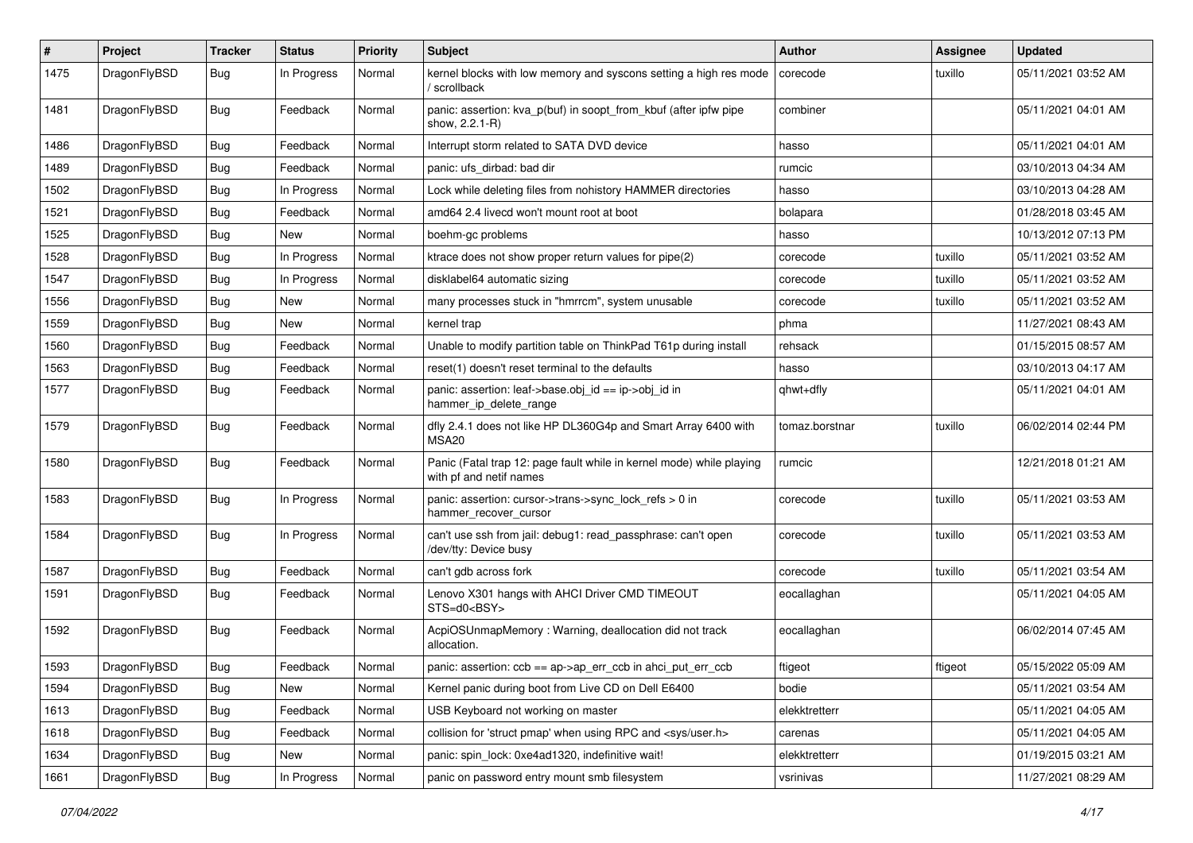| # | Project | Tracker | Status | Priority | Subject | Author | Assignee | Updated |
|---|---|---|---|---|---|---|---|---|
| 1475 | DragonFlyBSD | Bug | In Progress | Normal | kernel blocks with low memory and syscons setting a high res mode / scrollback | corecode | tuxillo | 05/11/2021 03:52 AM |
| 1481 | DragonFlyBSD | Bug | Feedback | Normal | panic: assertion: kva_p(buf) in soopt_from_kbuf (after ipfw pipe show, 2.2.1-R) | combiner | | 05/11/2021 04:01 AM |
| 1486 | DragonFlyBSD | Bug | Feedback | Normal | Interrupt storm related to SATA DVD device | hasso | | 05/11/2021 04:01 AM |
| 1489 | DragonFlyBSD | Bug | Feedback | Normal | panic: ufs_dirbad: bad dir | rumcic | | 03/10/2013 04:34 AM |
| 1502 | DragonFlyBSD | Bug | In Progress | Normal | Lock while deleting files from nohistory HAMMER directories | hasso | | 03/10/2013 04:28 AM |
| 1521 | DragonFlyBSD | Bug | Feedback | Normal | amd64 2.4 livecd won't mount root at boot | bolapara | | 01/28/2018 03:45 AM |
| 1525 | DragonFlyBSD | Bug | New | Normal | boehm-gc problems | hasso | | 10/13/2012 07:13 PM |
| 1528 | DragonFlyBSD | Bug | In Progress | Normal | ktrace does not show proper return values for pipe(2) | corecode | tuxillo | 05/11/2021 03:52 AM |
| 1547 | DragonFlyBSD | Bug | In Progress | Normal | disklabel64 automatic sizing | corecode | tuxillo | 05/11/2021 03:52 AM |
| 1556 | DragonFlyBSD | Bug | New | Normal | many processes stuck in "hmrrcm", system unusable | corecode | tuxillo | 05/11/2021 03:52 AM |
| 1559 | DragonFlyBSD | Bug | New | Normal | kernel trap | phma | | 11/27/2021 08:43 AM |
| 1560 | DragonFlyBSD | Bug | Feedback | Normal | Unable to modify partition table on ThinkPad T61p during install | rehsack | | 01/15/2015 08:57 AM |
| 1563 | DragonFlyBSD | Bug | Feedback | Normal | reset(1) doesn't reset terminal to the defaults | hasso | | 03/10/2013 04:17 AM |
| 1577 | DragonFlyBSD | Bug | Feedback | Normal | panic: assertion: leaf->base.obj_id == ip->obj_id in hammer_ip_delete_range | qhwt+dfly | | 05/11/2021 04:01 AM |
| 1579 | DragonFlyBSD | Bug | Feedback | Normal | dfly 2.4.1 does not like HP DL360G4p and Smart Array 6400 with MSA20 | tomaz.borstnar | tuxillo | 06/02/2014 02:44 PM |
| 1580 | DragonFlyBSD | Bug | Feedback | Normal | Panic (Fatal trap 12: page fault while in kernel mode) while playing with pf and netif names | rumcic | | 12/21/2018 01:21 AM |
| 1583 | DragonFlyBSD | Bug | In Progress | Normal | panic: assertion: cursor->trans->sync_lock_refs > 0 in hammer_recover_cursor | corecode | tuxillo | 05/11/2021 03:53 AM |
| 1584 | DragonFlyBSD | Bug | In Progress | Normal | can't use ssh from jail: debug1: read_passphrase: can't open /dev/tty: Device busy | corecode | tuxillo | 05/11/2021 03:53 AM |
| 1587 | DragonFlyBSD | Bug | Feedback | Normal | can't gdb across fork | corecode | tuxillo | 05/11/2021 03:54 AM |
| 1591 | DragonFlyBSD | Bug | Feedback | Normal | Lenovo X301 hangs with AHCI Driver CMD TIMEOUT STS=d0<BSY> | eocallaghan | | 05/11/2021 04:05 AM |
| 1592 | DragonFlyBSD | Bug | Feedback | Normal | AcpiOSUnmapMemory : Warning, deallocation did not track allocation. | eocallaghan | | 06/02/2014 07:45 AM |
| 1593 | DragonFlyBSD | Bug | Feedback | Normal | panic: assertion: ccb == ap->ap_err_ccb in ahci_put_err_ccb | ftigeot | ftigeot | 05/15/2022 05:09 AM |
| 1594 | DragonFlyBSD | Bug | New | Normal | Kernel panic during boot from Live CD on Dell E6400 | bodie | | 05/11/2021 03:54 AM |
| 1613 | DragonFlyBSD | Bug | Feedback | Normal | USB Keyboard not working on master | elekktretterr | | 05/11/2021 04:05 AM |
| 1618 | DragonFlyBSD | Bug | Feedback | Normal | collision for 'struct pmap' when using RPC and <sys/user.h> | carenas | | 05/11/2021 04:05 AM |
| 1634 | DragonFlyBSD | Bug | New | Normal | panic: spin_lock: 0xe4ad1320, indefinitive wait! | elekktretterr | | 01/19/2015 03:21 AM |
| 1661 | DragonFlyBSD | Bug | In Progress | Normal | panic on password entry mount smb filesystem | vsrinivas | | 11/27/2021 08:29 AM |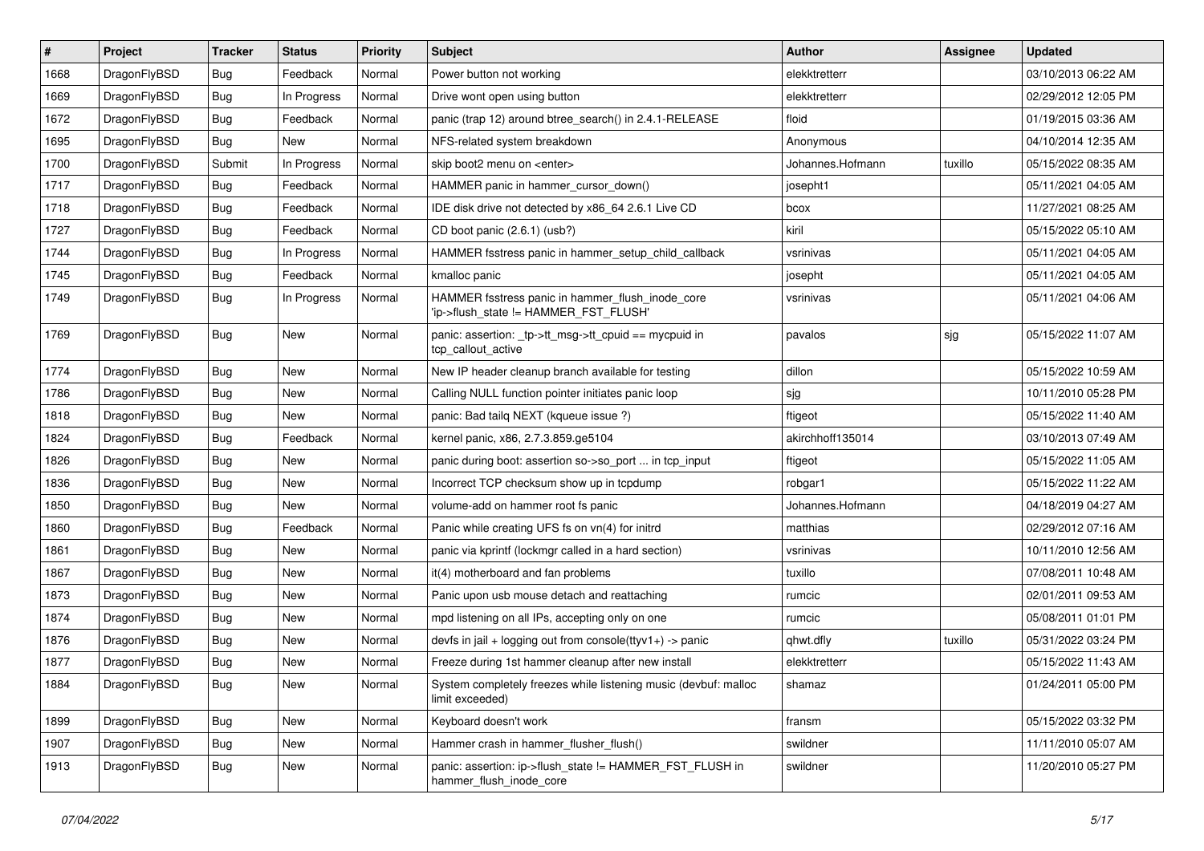| # | Project | Tracker | Status | Priority | Subject | Author | Assignee | Updated |
|---|---|---|---|---|---|---|---|---|
| 1668 | DragonFlyBSD | Bug | Feedback | Normal | Power button not working | elekktretterr | | 03/10/2013 06:22 AM |
| 1669 | DragonFlyBSD | Bug | In Progress | Normal | Drive wont open using button | elekktretterr | | 02/29/2012 12:05 PM |
| 1672 | DragonFlyBSD | Bug | Feedback | Normal | panic (trap 12) around btree_search() in 2.4.1-RELEASE | floid | | 01/19/2015 03:36 AM |
| 1695 | DragonFlyBSD | Bug | New | Normal | NFS-related system breakdown | Anonymous | | 04/10/2014 12:35 AM |
| 1700 | DragonFlyBSD | Submit | In Progress | Normal | skip boot2 menu on <enter> | Johannes.Hofmann | tuxillo | 05/15/2022 08:35 AM |
| 1717 | DragonFlyBSD | Bug | Feedback | Normal | HAMMER panic in hammer_cursor_down() | josepht1 | | 05/11/2021 04:05 AM |
| 1718 | DragonFlyBSD | Bug | Feedback | Normal | IDE disk drive not detected by x86_64 2.6.1 Live CD | bcox | | 11/27/2021 08:25 AM |
| 1727 | DragonFlyBSD | Bug | Feedback | Normal | CD boot panic (2.6.1) (usb?) | kiril | | 05/15/2022 05:10 AM |
| 1744 | DragonFlyBSD | Bug | In Progress | Normal | HAMMER fsstress panic in hammer_setup_child_callback | vsrinivas | | 05/11/2021 04:05 AM |
| 1745 | DragonFlyBSD | Bug | Feedback | Normal | kmalloc panic | josepht | | 05/11/2021 04:05 AM |
| 1749 | DragonFlyBSD | Bug | In Progress | Normal | HAMMER fsstress panic in hammer_flush_inode_core 'ip->flush_state != HAMMER_FST_FLUSH' | vsrinivas | | 05/11/2021 04:06 AM |
| 1769 | DragonFlyBSD | Bug | New | Normal | panic: assertion: _tp->tt_msg->tt_cpuid == mycpuid in tcp_callout_active | pavalos | sjg | 05/15/2022 11:07 AM |
| 1774 | DragonFlyBSD | Bug | New | Normal | New IP header cleanup branch available for testing | dillon | | 05/15/2022 10:59 AM |
| 1786 | DragonFlyBSD | Bug | New | Normal | Calling NULL function pointer initiates panic loop | sjg | | 10/11/2010 05:28 PM |
| 1818 | DragonFlyBSD | Bug | New | Normal | panic: Bad tailq NEXT (kqueue issue ?) | ftigeot | | 05/15/2022 11:40 AM |
| 1824 | DragonFlyBSD | Bug | Feedback | Normal | kernel panic, x86, 2.7.3.859.ge5104 | akirchhoff135014 | | 03/10/2013 07:49 AM |
| 1826 | DragonFlyBSD | Bug | New | Normal | panic during boot: assertion so->so_port ... in tcp_input | ftigeot | | 05/15/2022 11:05 AM |
| 1836 | DragonFlyBSD | Bug | New | Normal | Incorrect TCP checksum show up in tcpdump | robgar1 | | 05/15/2022 11:22 AM |
| 1850 | DragonFlyBSD | Bug | New | Normal | volume-add on hammer root fs panic | Johannes.Hofmann | | 04/18/2019 04:27 AM |
| 1860 | DragonFlyBSD | Bug | Feedback | Normal | Panic while creating UFS fs on vn(4) for initrd | matthias | | 02/29/2012 07:16 AM |
| 1861 | DragonFlyBSD | Bug | New | Normal | panic via kprintf (lockmgr called in a hard section) | vsrinivas | | 10/11/2010 12:56 AM |
| 1867 | DragonFlyBSD | Bug | New | Normal | it(4) motherboard and fan problems | tuxillo | | 07/08/2011 10:48 AM |
| 1873 | DragonFlyBSD | Bug | New | Normal | Panic upon usb mouse detach and reattaching | rumcic | | 02/01/2011 09:53 AM |
| 1874 | DragonFlyBSD | Bug | New | Normal | mpd listening on all IPs, accepting only on one | rumcic | | 05/08/2011 01:01 PM |
| 1876 | DragonFlyBSD | Bug | New | Normal | devfs in jail + logging out from console(ttyv1+) -> panic | qhwt.dfly | tuxillo | 05/31/2022 03:24 PM |
| 1877 | DragonFlyBSD | Bug | New | Normal | Freeze during 1st hammer cleanup after new install | elekktretterr | | 05/15/2022 11:43 AM |
| 1884 | DragonFlyBSD | Bug | New | Normal | System completely freezes while listening music (devbuf: malloc limit exceeded) | shamaz | | 01/24/2011 05:00 PM |
| 1899 | DragonFlyBSD | Bug | New | Normal | Keyboard doesn't work | fransm | | 05/15/2022 03:32 PM |
| 1907 | DragonFlyBSD | Bug | New | Normal | Hammer crash in hammer_flusher_flush() | swildner | | 11/11/2010 05:07 AM |
| 1913 | DragonFlyBSD | Bug | New | Normal | panic: assertion: ip->flush_state != HAMMER_FST_FLUSH in hammer_flush_inode_core | swildner | | 11/20/2010 05:27 PM |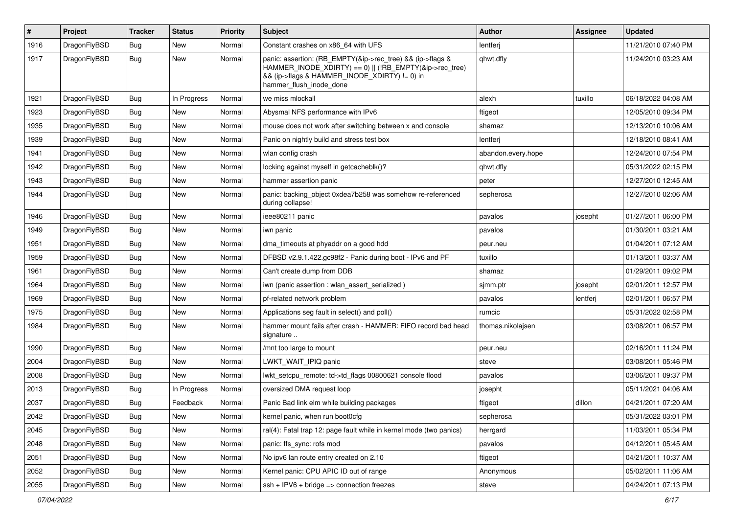| # | Project | Tracker | Status | Priority | Subject | Author | Assignee | Updated |
|---|---|---|---|---|---|---|---|---|
| 1916 | DragonFlyBSD | Bug | New | Normal | Constant crashes on x86_64 with UFS | lentferj | | 11/21/2010 07:40 PM |
| 1917 | DragonFlyBSD | Bug | New | Normal | panic: assertion: (RB_EMPTY(&ip->rec_tree) && (ip->flags & HAMMER_INODE_XDIRTY) == 0) \|\| (!RB_EMPTY(&ip->rec_tree) && (ip->flags & HAMMER_INODE_XDIRTY) != 0) in hammer_flush_inode_done | qhwt.dfly | | 11/24/2010 03:23 AM |
| 1921 | DragonFlyBSD | Bug | In Progress | Normal | we miss mlockall | alexh | tuxillo | 06/18/2022 04:08 AM |
| 1923 | DragonFlyBSD | Bug | New | Normal | Abysmal NFS performance with IPv6 | ftigeot | | 12/05/2010 09:34 PM |
| 1935 | DragonFlyBSD | Bug | New | Normal | mouse does not work after switching between x and console | shamaz | | 12/13/2010 10:06 AM |
| 1939 | DragonFlyBSD | Bug | New | Normal | Panic on nightly build and stress test box | lentferj | | 12/18/2010 08:41 AM |
| 1941 | DragonFlyBSD | Bug | New | Normal | wlan config crash | abandon.every.hope | | 12/24/2010 07:54 PM |
| 1942 | DragonFlyBSD | Bug | New | Normal | locking against myself in getcacheblk()? | qhwt.dfly | | 05/31/2022 02:15 PM |
| 1943 | DragonFlyBSD | Bug | New | Normal | hammer assertion panic | peter | | 12/27/2010 12:45 AM |
| 1944 | DragonFlyBSD | Bug | New | Normal | panic: backing_object 0xdea7b258 was somehow re-referenced during collapse! | sepherosa | | 12/27/2010 02:06 AM |
| 1946 | DragonFlyBSD | Bug | New | Normal | ieee80211 panic | pavalos | josepht | 01/27/2011 06:00 PM |
| 1949 | DragonFlyBSD | Bug | New | Normal | iwn panic | pavalos | | 01/30/2011 03:21 AM |
| 1951 | DragonFlyBSD | Bug | New | Normal | dma_timeouts at phyaddr on a good hdd | peur.neu | | 01/04/2011 07:12 AM |
| 1959 | DragonFlyBSD | Bug | New | Normal | DFBSD v2.9.1.422.gc98f2 - Panic during boot - IPv6 and PF | tuxillo | | 01/13/2011 03:37 AM |
| 1961 | DragonFlyBSD | Bug | New | Normal | Can't create dump from DDB | shamaz | | 01/29/2011 09:02 PM |
| 1964 | DragonFlyBSD | Bug | New | Normal | iwn (panic assertion : wlan_assert_serialized ) | sjmm.ptr | josepht | 02/01/2011 12:57 PM |
| 1969 | DragonFlyBSD | Bug | New | Normal | pf-related network problem | pavalos | lentferj | 02/01/2011 06:57 PM |
| 1975 | DragonFlyBSD | Bug | New | Normal | Applications seg fault in select() and poll() | rumcic | | 05/31/2022 02:58 PM |
| 1984 | DragonFlyBSD | Bug | New | Normal | hammer mount fails after crash - HAMMER: FIFO record bad head signature .. | thomas.nikolajsen | | 03/08/2011 06:57 PM |
| 1990 | DragonFlyBSD | Bug | New | Normal | /mnt too large to mount | peur.neu | | 02/16/2011 11:24 PM |
| 2004 | DragonFlyBSD | Bug | New | Normal | LWKT_WAIT_IPIQ panic | steve | | 03/08/2011 05:46 PM |
| 2008 | DragonFlyBSD | Bug | New | Normal | lwkt_setcpu_remote: td->td_flags 00800621 console flood | pavalos | | 03/06/2011 09:37 PM |
| 2013 | DragonFlyBSD | Bug | In Progress | Normal | oversized DMA request loop | josepht | | 05/11/2021 04:06 AM |
| 2037 | DragonFlyBSD | Bug | Feedback | Normal | Panic Bad link elm while building packages | ftigeot | dillon | 04/21/2011 07:20 AM |
| 2042 | DragonFlyBSD | Bug | New | Normal | kernel panic, when run boot0cfg | sepherosa | | 05/31/2022 03:01 PM |
| 2045 | DragonFlyBSD | Bug | New | Normal | ral(4): Fatal trap 12: page fault while in kernel mode (two panics) | herrgard | | 11/03/2011 05:34 PM |
| 2048 | DragonFlyBSD | Bug | New | Normal | panic: ffs_sync: rofs mod | pavalos | | 04/12/2011 05:45 AM |
| 2051 | DragonFlyBSD | Bug | New | Normal | No ipv6 lan route entry created on 2.10 | ftigeot | | 04/21/2011 10:37 AM |
| 2052 | DragonFlyBSD | Bug | New | Normal | Kernel panic: CPU APIC ID out of range | Anonymous | | 05/02/2011 11:06 AM |
| 2055 | DragonFlyBSD | Bug | New | Normal | ssh + IPV6 + bridge => connection freezes | steve | | 04/24/2011 07:13 PM |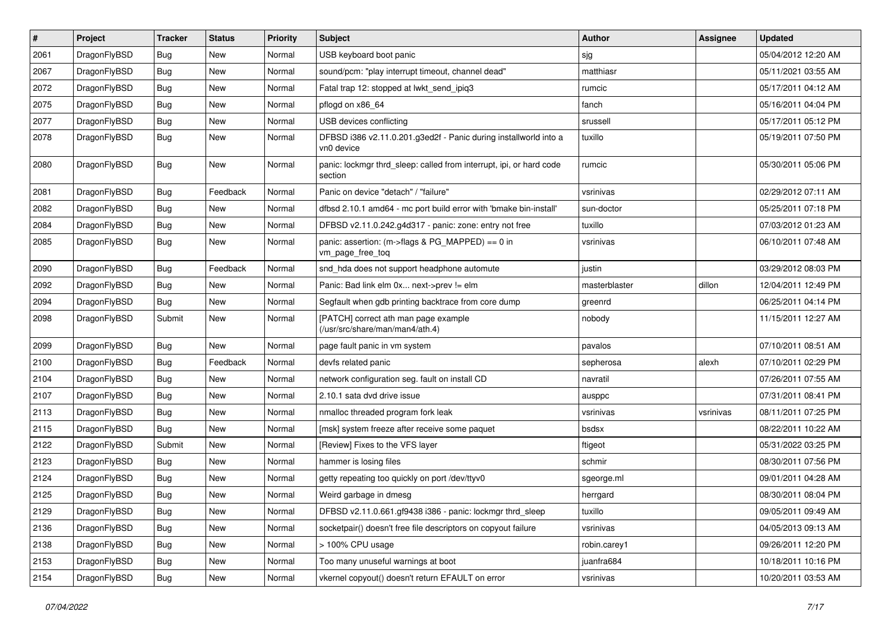| # | Project | Tracker | Status | Priority | Subject | Author | Assignee | Updated |
|---|---|---|---|---|---|---|---|---|
| 2061 | DragonFlyBSD | Bug | New | Normal | USB keyboard boot panic | sjg | | 05/04/2012 12:20 AM |
| 2067 | DragonFlyBSD | Bug | New | Normal | sound/pcm: "play interrupt timeout, channel dead" | matthiasr | | 05/11/2021 03:55 AM |
| 2072 | DragonFlyBSD | Bug | New | Normal | Fatal trap 12: stopped at lwkt_send_ipiq3 | rumcic | | 05/17/2011 04:12 AM |
| 2075 | DragonFlyBSD | Bug | New | Normal | pflogd on x86_64 | fanch | | 05/16/2011 04:04 PM |
| 2077 | DragonFlyBSD | Bug | New | Normal | USB devices conflicting | srussell | | 05/17/2011 05:12 PM |
| 2078 | DragonFlyBSD | Bug | New | Normal | DFBSD i386 v2.11.0.201.g3ed2f - Panic during installworld into a vn0 device | tuxillo | | 05/19/2011 07:50 PM |
| 2080 | DragonFlyBSD | Bug | New | Normal | panic: lockmgr thrd_sleep: called from interrupt, ipi, or hard code section | rumcic | | 05/30/2011 05:06 PM |
| 2081 | DragonFlyBSD | Bug | Feedback | Normal | Panic on device "detach" / "failure" | vsrinivas | | 02/29/2012 07:11 AM |
| 2082 | DragonFlyBSD | Bug | New | Normal | dfbsd 2.10.1 amd64 - mc port build error with 'bmake bin-install' | sun-doctor | | 05/25/2011 07:18 PM |
| 2084 | DragonFlyBSD | Bug | New | Normal | DFBSD v2.11.0.242.g4d317 - panic: zone: entry not free | tuxillo | | 07/03/2012 01:23 AM |
| 2085 | DragonFlyBSD | Bug | New | Normal | panic: assertion: (m->flags & PG_MAPPED) == 0 in vm_page_free_toq | vsrinivas | | 06/10/2011 07:48 AM |
| 2090 | DragonFlyBSD | Bug | Feedback | Normal | snd_hda does not support headphone automute | justin | | 03/29/2012 08:03 PM |
| 2092 | DragonFlyBSD | Bug | New | Normal | Panic: Bad link elm 0x... next->prev != elm | masterblaster | dillon | 12/04/2011 12:49 PM |
| 2094 | DragonFlyBSD | Bug | New | Normal | Segfault when gdb printing backtrace from core dump | greenrd | | 06/25/2011 04:14 PM |
| 2098 | DragonFlyBSD | Submit | New | Normal | [PATCH] correct ath man page example (/usr/src/share/man/man4/ath.4) | nobody | | 11/15/2011 12:27 AM |
| 2099 | DragonFlyBSD | Bug | New | Normal | page fault panic in vm system | pavalos | | 07/10/2011 08:51 AM |
| 2100 | DragonFlyBSD | Bug | Feedback | Normal | devfs related panic | sepherosa | alexh | 07/10/2011 02:29 PM |
| 2104 | DragonFlyBSD | Bug | New | Normal | network configuration seg. fault on install CD | navratil | | 07/26/2011 07:55 AM |
| 2107 | DragonFlyBSD | Bug | New | Normal | 2.10.1 sata dvd drive issue | ausppc | | 07/31/2011 08:41 PM |
| 2113 | DragonFlyBSD | Bug | New | Normal | nmalloc threaded program fork leak | vsrinivas | vsrinivas | 08/11/2011 07:25 PM |
| 2115 | DragonFlyBSD | Bug | New | Normal | [msk] system freeze after receive some paquet | bsdsx | | 08/22/2011 10:22 AM |
| 2122 | DragonFlyBSD | Submit | New | Normal | [Review] Fixes to the VFS layer | ftigeot | | 05/31/2022 03:25 PM |
| 2123 | DragonFlyBSD | Bug | New | Normal | hammer is losing files | schmir | | 08/30/2011 07:56 PM |
| 2124 | DragonFlyBSD | Bug | New | Normal | getty repeating too quickly on port /dev/ttyv0 | sgeorge.ml | | 09/01/2011 04:28 AM |
| 2125 | DragonFlyBSD | Bug | New | Normal | Weird garbage in dmesg | herrgard | | 08/30/2011 08:04 PM |
| 2129 | DragonFlyBSD | Bug | New | Normal | DFBSD v2.11.0.661.gf9438 i386 - panic: lockmgr thrd_sleep | tuxillo | | 09/05/2011 09:49 AM |
| 2136 | DragonFlyBSD | Bug | New | Normal | socketpair() doesn't free file descriptors on copyout failure | vsrinivas | | 04/05/2013 09:13 AM |
| 2138 | DragonFlyBSD | Bug | New | Normal | > 100% CPU usage | robin.carey1 | | 09/26/2011 12:20 PM |
| 2153 | DragonFlyBSD | Bug | New | Normal | Too many unuseful warnings at boot | juanfra684 | | 10/18/2011 10:16 PM |
| 2154 | DragonFlyBSD | Bug | New | Normal | vkernel copyout() doesn't return EFAULT on error | vsrinivas | | 10/20/2011 03:53 AM |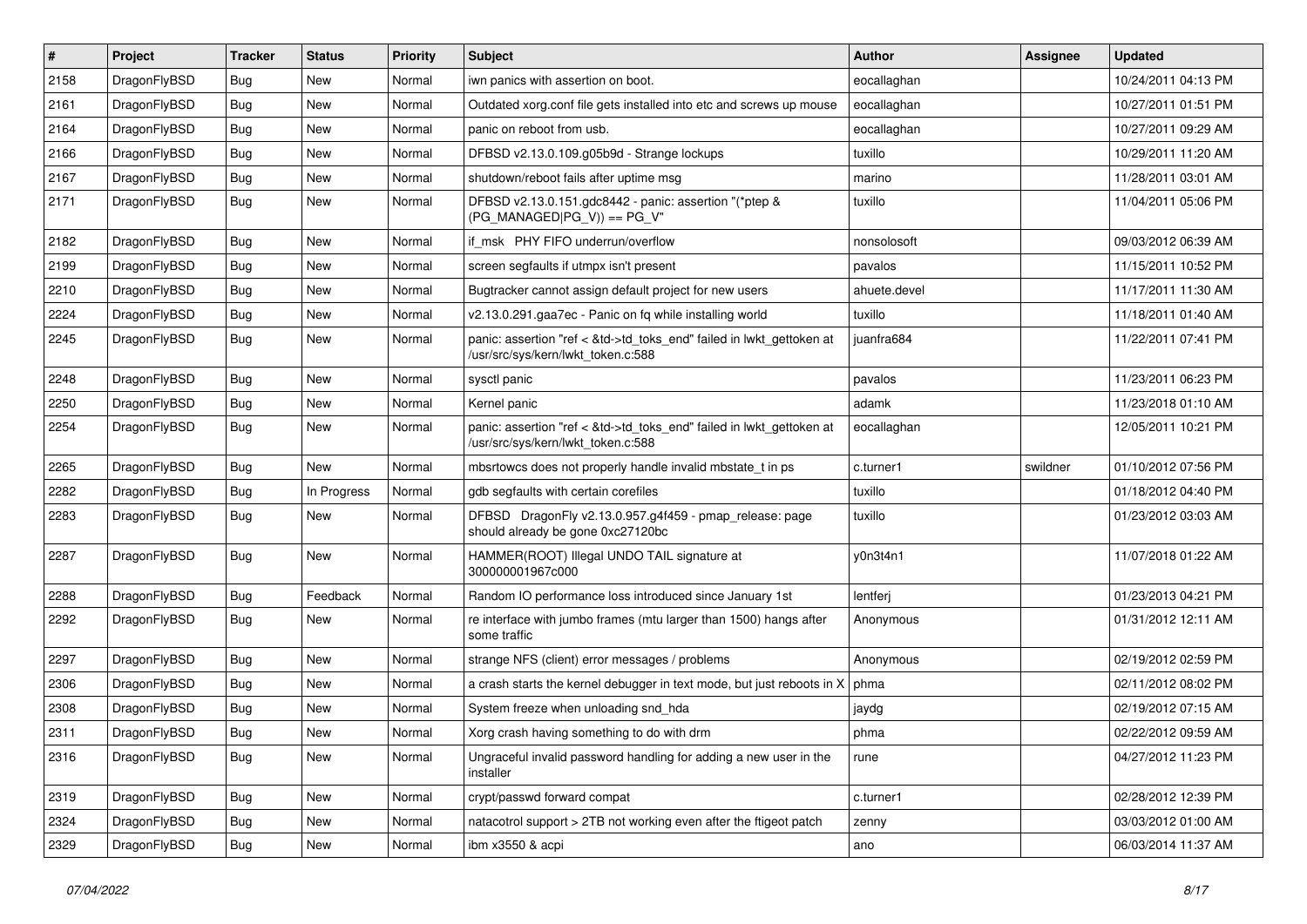| # | Project | Tracker | Status | Priority | Subject | Author | Assignee | Updated |
|---|---|---|---|---|---|---|---|---|
| 2158 | DragonFlyBSD | Bug | New | Normal | iwn panics with assertion on boot. | eocallaghan | | 10/24/2011 04:13 PM |
| 2161 | DragonFlyBSD | Bug | New | Normal | Outdated xorg.conf file gets installed into etc and screws up mouse | eocallaghan | | 10/27/2011 01:51 PM |
| 2164 | DragonFlyBSD | Bug | New | Normal | panic on reboot from usb. | eocallaghan | | 10/27/2011 09:29 AM |
| 2166 | DragonFlyBSD | Bug | New | Normal | DFBSD v2.13.0.109.g05b9d - Strange lockups | tuxillo | | 10/29/2011 11:20 AM |
| 2167 | DragonFlyBSD | Bug | New | Normal | shutdown/reboot fails after uptime msg | marino | | 11/28/2011 03:01 AM |
| 2171 | DragonFlyBSD | Bug | New | Normal | DFBSD v2.13.0.151.gdc8442 - panic: assertion "(*ptep & (PG_MANAGED\|PG_V)) == PG_V" | tuxillo | | 11/04/2011 05:06 PM |
| 2182 | DragonFlyBSD | Bug | New | Normal | if_msk PHY FIFO underrun/overflow | nonsolosoft | | 09/03/2012 06:39 AM |
| 2199 | DragonFlyBSD | Bug | New | Normal | screen segfaults if utmpx isn't present | pavalos | | 11/15/2011 10:52 PM |
| 2210 | DragonFlyBSD | Bug | New | Normal | Bugtracker cannot assign default project for new users | ahuete.devel | | 11/17/2011 11:30 AM |
| 2224 | DragonFlyBSD | Bug | New | Normal | v2.13.0.291.gaa7ec - Panic on fq while installing world | tuxillo | | 11/18/2011 01:40 AM |
| 2245 | DragonFlyBSD | Bug | New | Normal | panic: assertion "ref < &td->td_toks_end" failed in lwkt_gettoken at /usr/src/sys/kern/lwkt_token.c:588 | juanfra684 | | 11/22/2011 07:41 PM |
| 2248 | DragonFlyBSD | Bug | New | Normal | sysctl panic | pavalos | | 11/23/2011 06:23 PM |
| 2250 | DragonFlyBSD | Bug | New | Normal | Kernel panic | adamk | | 11/23/2018 01:10 AM |
| 2254 | DragonFlyBSD | Bug | New | Normal | panic: assertion "ref < &td->td_toks_end" failed in lwkt_gettoken at /usr/src/sys/kern/lwkt_token.c:588 | eocallaghan | | 12/05/2011 10:21 PM |
| 2265 | DragonFlyBSD | Bug | New | Normal | mbsrtowcs does not properly handle invalid mbstate_t in ps | c.turner1 | swildner | 01/10/2012 07:56 PM |
| 2282 | DragonFlyBSD | Bug | In Progress | Normal | gdb segfaults with certain corefiles | tuxillo | | 01/18/2012 04:40 PM |
| 2283 | DragonFlyBSD | Bug | New | Normal | DFBSD DragonFly v2.13.0.957.g4f459 - pmap_release: page should already be gone 0xc27120bc | tuxillo | | 01/23/2012 03:03 AM |
| 2287 | DragonFlyBSD | Bug | New | Normal | HAMMER(ROOT) Illegal UNDO TAIL signature at 300000001967c000 | y0n3t4n1 | | 11/07/2018 01:22 AM |
| 2288 | DragonFlyBSD | Bug | Feedback | Normal | Random IO performance loss introduced since January 1st | lentferj | | 01/23/2013 04:21 PM |
| 2292 | DragonFlyBSD | Bug | New | Normal | re interface with jumbo frames (mtu larger than 1500) hangs after some traffic | Anonymous | | 01/31/2012 12:11 AM |
| 2297 | DragonFlyBSD | Bug | New | Normal | strange NFS (client) error messages / problems | Anonymous | | 02/19/2012 02:59 PM |
| 2306 | DragonFlyBSD | Bug | New | Normal | a crash starts the kernel debugger in text mode, but just reboots in X | phma | | 02/11/2012 08:02 PM |
| 2308 | DragonFlyBSD | Bug | New | Normal | System freeze when unloading snd_hda | jaydg | | 02/19/2012 07:15 AM |
| 2311 | DragonFlyBSD | Bug | New | Normal | Xorg crash having something to do with drm | phma | | 02/22/2012 09:59 AM |
| 2316 | DragonFlyBSD | Bug | New | Normal | Ungraceful invalid password handling for adding a new user in the installer | rune | | 04/27/2012 11:23 PM |
| 2319 | DragonFlyBSD | Bug | New | Normal | crypt/passwd forward compat | c.turner1 | | 02/28/2012 12:39 PM |
| 2324 | DragonFlyBSD | Bug | New | Normal | natacotrol support > 2TB not working even after the ftigeot patch | zenny | | 03/03/2012 01:00 AM |
| 2329 | DragonFlyBSD | Bug | New | Normal | ibm x3550 & acpi | ano | | 06/03/2014 11:37 AM |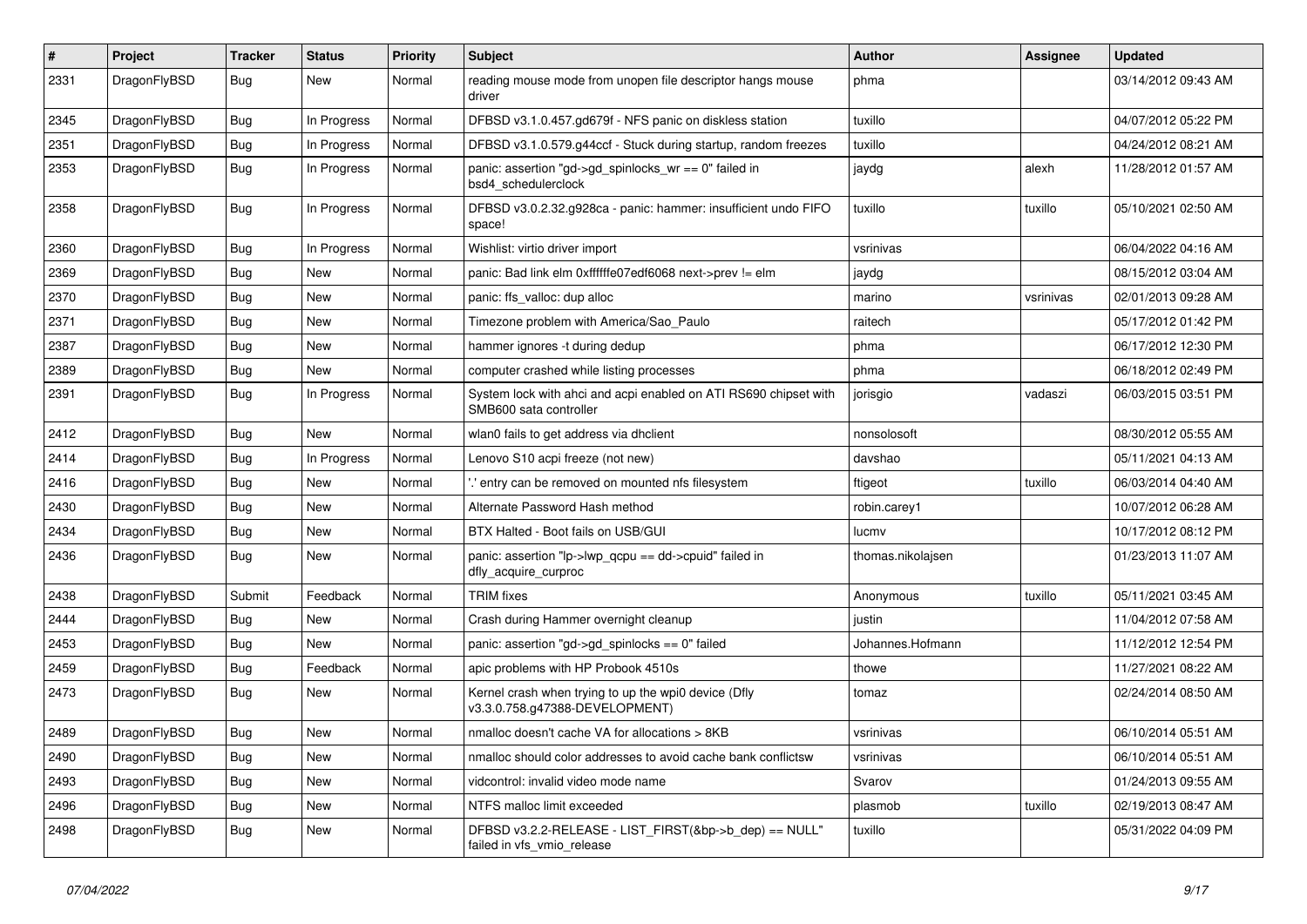| # | Project | Tracker | Status | Priority | Subject | Author | Assignee | Updated |
|---|---|---|---|---|---|---|---|---|
| 2331 | DragonFlyBSD | Bug | New | Normal | reading mouse mode from unopen file descriptor hangs mouse driver | phma | | 03/14/2012 09:43 AM |
| 2345 | DragonFlyBSD | Bug | In Progress | Normal | DFBSD v3.1.0.457.gd679f - NFS panic on diskless station | tuxillo | | 04/07/2012 05:22 PM |
| 2351 | DragonFlyBSD | Bug | In Progress | Normal | DFBSD v3.1.0.579.g44ccf - Stuck during startup, random freezes | tuxillo | | 04/24/2012 08:21 AM |
| 2353 | DragonFlyBSD | Bug | In Progress | Normal | panic: assertion "gd->gd_spinlocks_wr == 0" failed in bsd4_schedulerclock | jaydg | alexh | 11/28/2012 01:57 AM |
| 2358 | DragonFlyBSD | Bug | In Progress | Normal | DFBSD v3.0.2.32.g928ca - panic: hammer: insufficient undo FIFO space! | tuxillo | tuxillo | 05/10/2021 02:50 AM |
| 2360 | DragonFlyBSD | Bug | In Progress | Normal | Wishlist: virtio driver import | vsrinivas | | 06/04/2022 04:16 AM |
| 2369 | DragonFlyBSD | Bug | New | Normal | panic: Bad link elm 0xffffffe07edf6068 next->prev != elm | jaydg | | 08/15/2012 03:04 AM |
| 2370 | DragonFlyBSD | Bug | New | Normal | panic: ffs_valloc: dup alloc | marino | vsrinivas | 02/01/2013 09:28 AM |
| 2371 | DragonFlyBSD | Bug | New | Normal | Timezone problem with America/Sao_Paulo | raitech | | 05/17/2012 01:42 PM |
| 2387 | DragonFlyBSD | Bug | New | Normal | hammer ignores -t during dedup | phma | | 06/17/2012 12:30 PM |
| 2389 | DragonFlyBSD | Bug | New | Normal | computer crashed while listing processes | phma | | 06/18/2012 02:49 PM |
| 2391 | DragonFlyBSD | Bug | In Progress | Normal | System lock with ahci and acpi enabled on ATI RS690 chipset with SMB600 sata controller | jorisgio | vadaszi | 06/03/2015 03:51 PM |
| 2412 | DragonFlyBSD | Bug | New | Normal | wlan0 fails to get address via dhclient | nonsolosoft | | 08/30/2012 05:55 AM |
| 2414 | DragonFlyBSD | Bug | In Progress | Normal | Lenovo S10 acpi freeze (not new) | davshao | | 05/11/2021 04:13 AM |
| 2416 | DragonFlyBSD | Bug | New | Normal | '.' entry can be removed on mounted nfs filesystem | ftigeot | tuxillo | 06/03/2014 04:40 AM |
| 2430 | DragonFlyBSD | Bug | New | Normal | Alternate Password Hash method | robin.carey1 | | 10/07/2012 06:28 AM |
| 2434 | DragonFlyBSD | Bug | New | Normal | BTX Halted - Boot fails on USB/GUI | lucmv | | 10/17/2012 08:12 PM |
| 2436 | DragonFlyBSD | Bug | New | Normal | panic: assertion "lp->lwp_qcpu == dd->cpuid" failed in dfly_acquire_curproc | thomas.nikolajsen | | 01/23/2013 11:07 AM |
| 2438 | DragonFlyBSD | Submit | Feedback | Normal | TRIM fixes | Anonymous | tuxillo | 05/11/2021 03:45 AM |
| 2444 | DragonFlyBSD | Bug | New | Normal | Crash during Hammer overnight cleanup | justin | | 11/04/2012 07:58 AM |
| 2453 | DragonFlyBSD | Bug | New | Normal | panic: assertion "gd->gd_spinlocks == 0" failed | Johannes.Hofmann | | 11/12/2012 12:54 PM |
| 2459 | DragonFlyBSD | Bug | Feedback | Normal | apic problems with HP Probook 4510s | thowe | | 11/27/2021 08:22 AM |
| 2473 | DragonFlyBSD | Bug | New | Normal | Kernel crash when trying to up the wpi0 device (Dfly v3.3.0.758.g47388-DEVELOPMENT) | tomaz | | 02/24/2014 08:50 AM |
| 2489 | DragonFlyBSD | Bug | New | Normal | nmalloc doesn't cache VA for allocations > 8KB | vsrinivas | | 06/10/2014 05:51 AM |
| 2490 | DragonFlyBSD | Bug | New | Normal | nmalloc should color addresses to avoid cache bank conflictsw | vsrinivas | | 06/10/2014 05:51 AM |
| 2493 | DragonFlyBSD | Bug | New | Normal | vidcontrol: invalid video mode name | Svarov | | 01/24/2013 09:55 AM |
| 2496 | DragonFlyBSD | Bug | New | Normal | NTFS malloc limit exceeded | plasmob | tuxillo | 02/19/2013 08:47 AM |
| 2498 | DragonFlyBSD | Bug | New | Normal | DFBSD v3.2.2-RELEASE - LIST_FIRST(&bp->b_dep) == NULL" failed in vfs_vmio_release | tuxillo | | 05/31/2022 04:09 PM |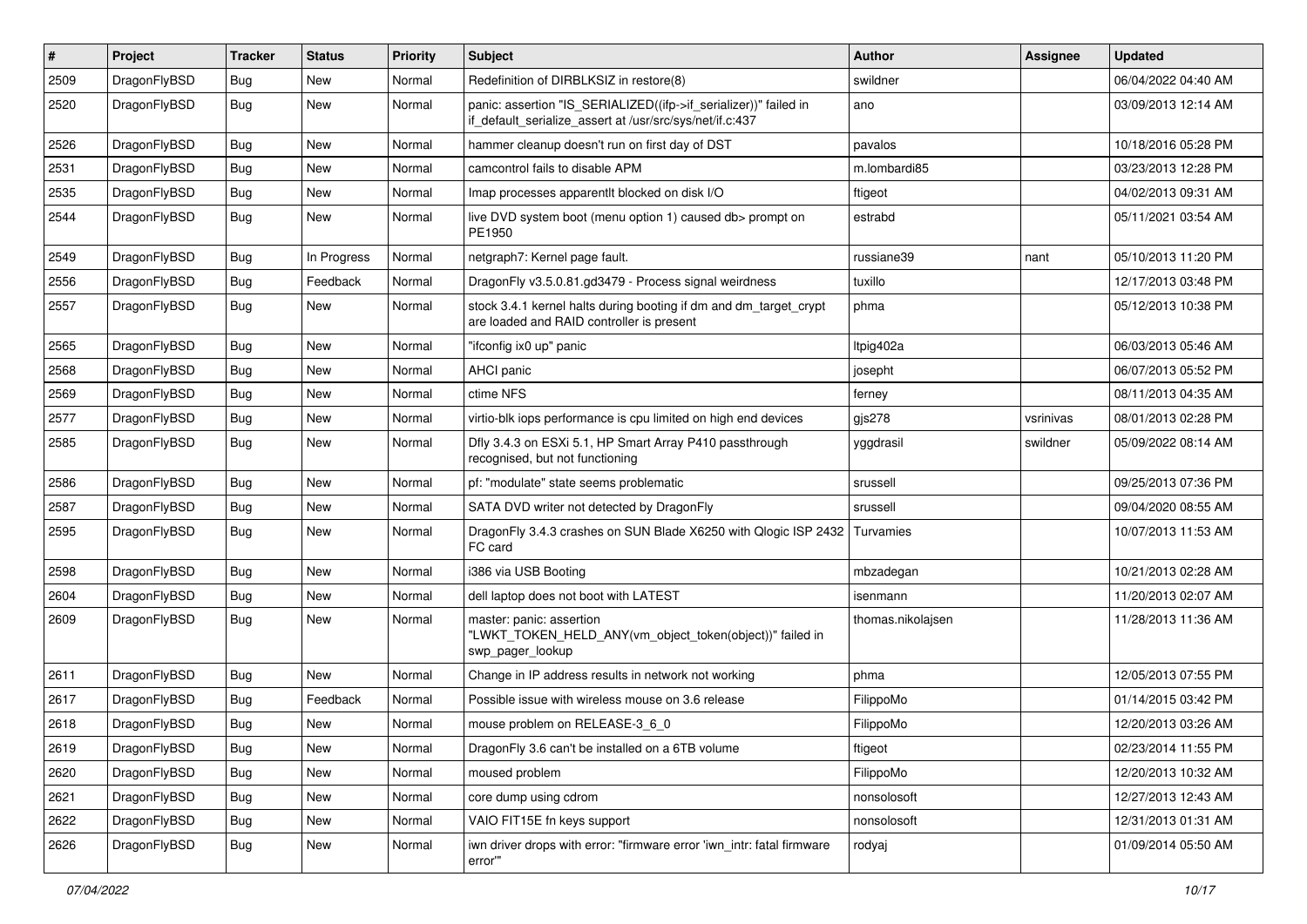| # | Project | Tracker | Status | Priority | Subject | Author | Assignee | Updated |
|---|---|---|---|---|---|---|---|---|
| 2509 | DragonFlyBSD | Bug | New | Normal | Redefinition of DIRBLKSIZ in restore(8) | swildner | | 06/04/2022 04:40 AM |
| 2520 | DragonFlyBSD | Bug | New | Normal | panic: assertion "IS_SERIALIZED((ifp->if_serializer))" failed in if_default_serialize_assert at /usr/src/sys/net/if.c:437 | ano | | 03/09/2013 12:14 AM |
| 2526 | DragonFlyBSD | Bug | New | Normal | hammer cleanup doesn't run on first day of DST | pavalos | | 10/18/2016 05:28 PM |
| 2531 | DragonFlyBSD | Bug | New | Normal | camcontrol fails to disable APM | m.lombardi85 | | 03/23/2013 12:28 PM |
| 2535 | DragonFlyBSD | Bug | New | Normal | Imap processes apparentlt blocked on disk I/O | ftigeot | | 04/02/2013 09:31 AM |
| 2544 | DragonFlyBSD | Bug | New | Normal | live DVD system boot (menu option 1) caused db> prompt on PE1950 | estrabd | | 05/11/2021 03:54 AM |
| 2549 | DragonFlyBSD | Bug | In Progress | Normal | netgraph7: Kernel page fault. | russiane39 | nant | 05/10/2013 11:20 PM |
| 2556 | DragonFlyBSD | Bug | Feedback | Normal | DragonFly v3.5.0.81.gd3479 - Process signal weirdness | tuxillo | | 12/17/2013 03:48 PM |
| 2557 | DragonFlyBSD | Bug | New | Normal | stock 3.4.1 kernel halts during booting if dm and dm_target_crypt are loaded and RAID controller is present | phma | | 05/12/2013 10:38 PM |
| 2565 | DragonFlyBSD | Bug | New | Normal | "ifconfig ix0 up" panic | Itpig402a | | 06/03/2013 05:46 AM |
| 2568 | DragonFlyBSD | Bug | New | Normal | AHCI panic | josepht | | 06/07/2013 05:52 PM |
| 2569 | DragonFlyBSD | Bug | New | Normal | ctime NFS | ferney | | 08/11/2013 04:35 AM |
| 2577 | DragonFlyBSD | Bug | New | Normal | virtio-blk iops performance is cpu limited on high end devices | gjs278 | vsrinivas | 08/01/2013 02:28 PM |
| 2585 | DragonFlyBSD | Bug | New | Normal | Dfly 3.4.3 on ESXi 5.1, HP Smart Array P410 passthrough recognised, but not functioning | yggdrasil | swildner | 05/09/2022 08:14 AM |
| 2586 | DragonFlyBSD | Bug | New | Normal | pf: "modulate" state seems problematic | srussell | | 09/25/2013 07:36 PM |
| 2587 | DragonFlyBSD | Bug | New | Normal | SATA DVD writer not detected by DragonFly | srussell | | 09/04/2020 08:55 AM |
| 2595 | DragonFlyBSD | Bug | New | Normal | DragonFly 3.4.3 crashes on SUN Blade X6250 with Qlogic ISP 2432 FC card | Turvamies | | 10/07/2013 11:53 AM |
| 2598 | DragonFlyBSD | Bug | New | Normal | i386 via USB Booting | mbzadegan | | 10/21/2013 02:28 AM |
| 2604 | DragonFlyBSD | Bug | New | Normal | dell laptop does not boot with LATEST | isenmann | | 11/20/2013 02:07 AM |
| 2609 | DragonFlyBSD | Bug | New | Normal | master: panic: assertion "LWKT_TOKEN_HELD_ANY(vm_object_token(object))" failed in swp_pager_lookup | thomas.nikolajsen | | 11/28/2013 11:36 AM |
| 2611 | DragonFlyBSD | Bug | New | Normal | Change in IP address results in network not working | phma | | 12/05/2013 07:55 PM |
| 2617 | DragonFlyBSD | Bug | Feedback | Normal | Possible issue with wireless mouse on 3.6 release | FilippoMo | | 01/14/2015 03:42 PM |
| 2618 | DragonFlyBSD | Bug | New | Normal | mouse problem on RELEASE-3_6_0 | FilippoMo | | 12/20/2013 03:26 AM |
| 2619 | DragonFlyBSD | Bug | New | Normal | DragonFly 3.6 can't be installed on a 6TB volume | ftigeot | | 02/23/2014 11:55 PM |
| 2620 | DragonFlyBSD | Bug | New | Normal | moused problem | FilippoMo | | 12/20/2013 10:32 AM |
| 2621 | DragonFlyBSD | Bug | New | Normal | core dump using cdrom | nonsolosoft | | 12/27/2013 12:43 AM |
| 2622 | DragonFlyBSD | Bug | New | Normal | VAIO FIT15E fn keys support | nonsolosoft | | 12/31/2013 01:31 AM |
| 2626 | DragonFlyBSD | Bug | New | Normal | iwn driver drops with error: "firmware error 'iwn_intr: fatal firmware error'" | rodyaj | | 01/09/2014 05:50 AM |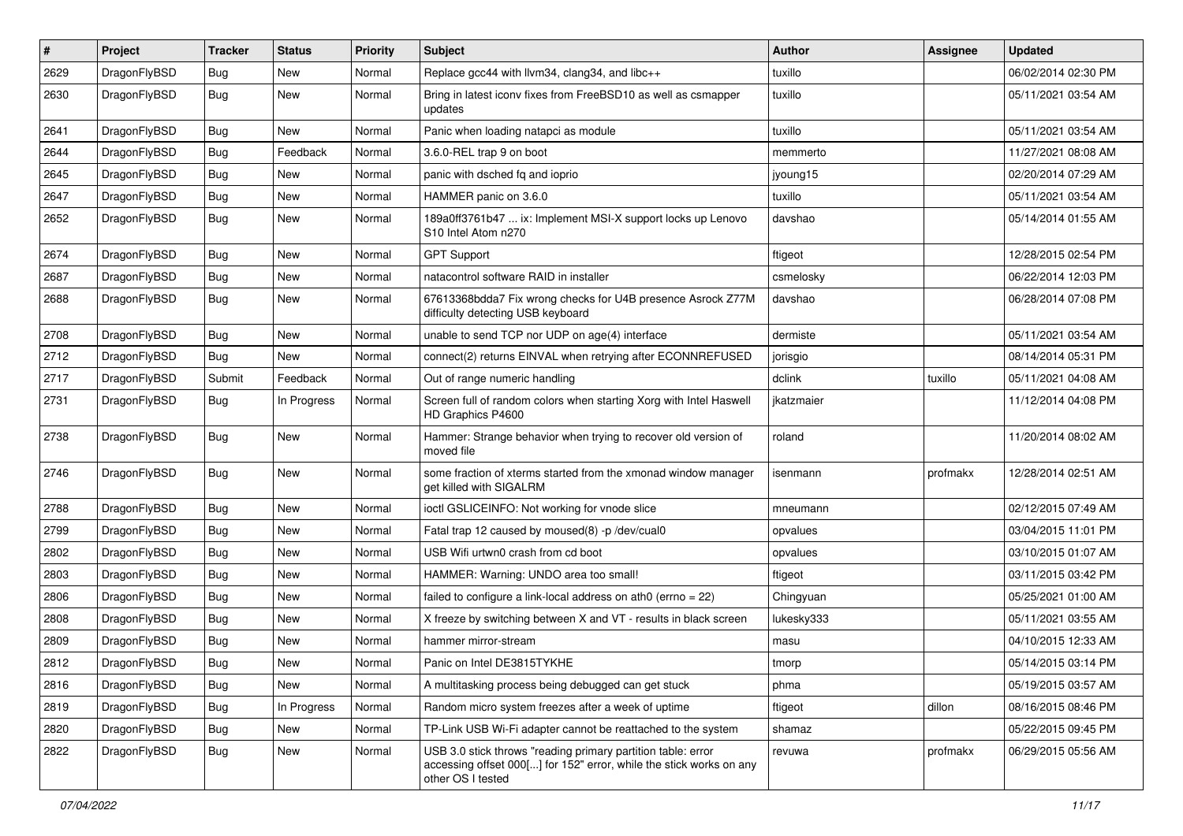| # | Project | Tracker | Status | Priority | Subject | Author | Assignee | Updated |
|---|---|---|---|---|---|---|---|---|
| 2629 | DragonFlyBSD | Bug | New | Normal | Replace gcc44 with llvm34, clang34, and libc++ | tuxillo | | 06/02/2014 02:30 PM |
| 2630 | DragonFlyBSD | Bug | New | Normal | Bring in latest iconv fixes from FreeBSD10 as well as csmapper updates | tuxillo | | 05/11/2021 03:54 AM |
| 2641 | DragonFlyBSD | Bug | New | Normal | Panic when loading natapci as module | tuxillo | | 05/11/2021 03:54 AM |
| 2644 | DragonFlyBSD | Bug | Feedback | Normal | 3.6.0-REL trap 9 on boot | memmerto | | 11/27/2021 08:08 AM |
| 2645 | DragonFlyBSD | Bug | New | Normal | panic with dsched fq and ioprio | jyoung15 | | 02/20/2014 07:29 AM |
| 2647 | DragonFlyBSD | Bug | New | Normal | HAMMER panic on 3.6.0 | tuxillo | | 05/11/2021 03:54 AM |
| 2652 | DragonFlyBSD | Bug | New | Normal | 189a0ff3761b47 ... ix: Implement MSI-X support locks up Lenovo S10 Intel Atom n270 | davshao | | 05/14/2014 01:55 AM |
| 2674 | DragonFlyBSD | Bug | New | Normal | GPT Support | ftigeot | | 12/28/2015 02:54 PM |
| 2687 | DragonFlyBSD | Bug | New | Normal | natacontrol software RAID in installer | csmelosky | | 06/22/2014 12:03 PM |
| 2688 | DragonFlyBSD | Bug | New | Normal | 67613368bdda7 Fix wrong checks for U4B presence Asrock Z77M difficulty detecting USB keyboard | davshao | | 06/28/2014 07:08 PM |
| 2708 | DragonFlyBSD | Bug | New | Normal | unable to send TCP nor UDP on age(4) interface | dermiste | | 05/11/2021 03:54 AM |
| 2712 | DragonFlyBSD | Bug | New | Normal | connect(2) returns EINVAL when retrying after ECONNREFUSED | jorisgio | | 08/14/2014 05:31 PM |
| 2717 | DragonFlyBSD | Submit | Feedback | Normal | Out of range numeric handling | dclink | tuxillo | 05/11/2021 04:08 AM |
| 2731 | DragonFlyBSD | Bug | In Progress | Normal | Screen full of random colors when starting Xorg with Intel Haswell HD Graphics P4600 | jkatzmaier | | 11/12/2014 04:08 PM |
| 2738 | DragonFlyBSD | Bug | New | Normal | Hammer: Strange behavior when trying to recover old version of moved file | roland | | 11/20/2014 08:02 AM |
| 2746 | DragonFlyBSD | Bug | New | Normal | some fraction of xterms started from the xmonad window manager get killed with SIGALRM | isenmann | profmakx | 12/28/2014 02:51 AM |
| 2788 | DragonFlyBSD | Bug | New | Normal | ioctl GSLICEINFO: Not working for vnode slice | mneumann | | 02/12/2015 07:49 AM |
| 2799 | DragonFlyBSD | Bug | New | Normal | Fatal trap 12 caused by moused(8) -p /dev/cual0 | opvalues | | 03/04/2015 11:01 PM |
| 2802 | DragonFlyBSD | Bug | New | Normal | USB Wifi urtwn0 crash from cd boot | opvalues | | 03/10/2015 01:07 AM |
| 2803 | DragonFlyBSD | Bug | New | Normal | HAMMER: Warning: UNDO area too small! | ftigeot | | 03/11/2015 03:42 PM |
| 2806 | DragonFlyBSD | Bug | New | Normal | failed to configure a link-local address on ath0 (errno = 22) | Chingyuan | | 05/25/2021 01:00 AM |
| 2808 | DragonFlyBSD | Bug | New | Normal | X freeze by switching between X and VT - results in black screen | lukesky333 | | 05/11/2021 03:55 AM |
| 2809 | DragonFlyBSD | Bug | New | Normal | hammer mirror-stream | masu | | 04/10/2015 12:33 AM |
| 2812 | DragonFlyBSD | Bug | New | Normal | Panic on Intel DE3815TYKHE | tmorp | | 05/14/2015 03:14 PM |
| 2816 | DragonFlyBSD | Bug | New | Normal | A multitasking process being debugged can get stuck | phma | | 05/19/2015 03:57 AM |
| 2819 | DragonFlyBSD | Bug | In Progress | Normal | Random micro system freezes after a week of uptime | ftigeot | dillon | 08/16/2015 08:46 PM |
| 2820 | DragonFlyBSD | Bug | New | Normal | TP-Link USB Wi-Fi adapter cannot be reattached to the system | shamaz | | 05/22/2015 09:45 PM |
| 2822 | DragonFlyBSD | Bug | New | Normal | USB 3.0 stick throws "reading primary partition table: error accessing offset 000[...] for 152" error, while the stick works on any other OS I tested | revuwa | profmakx | 06/29/2015 05:56 AM |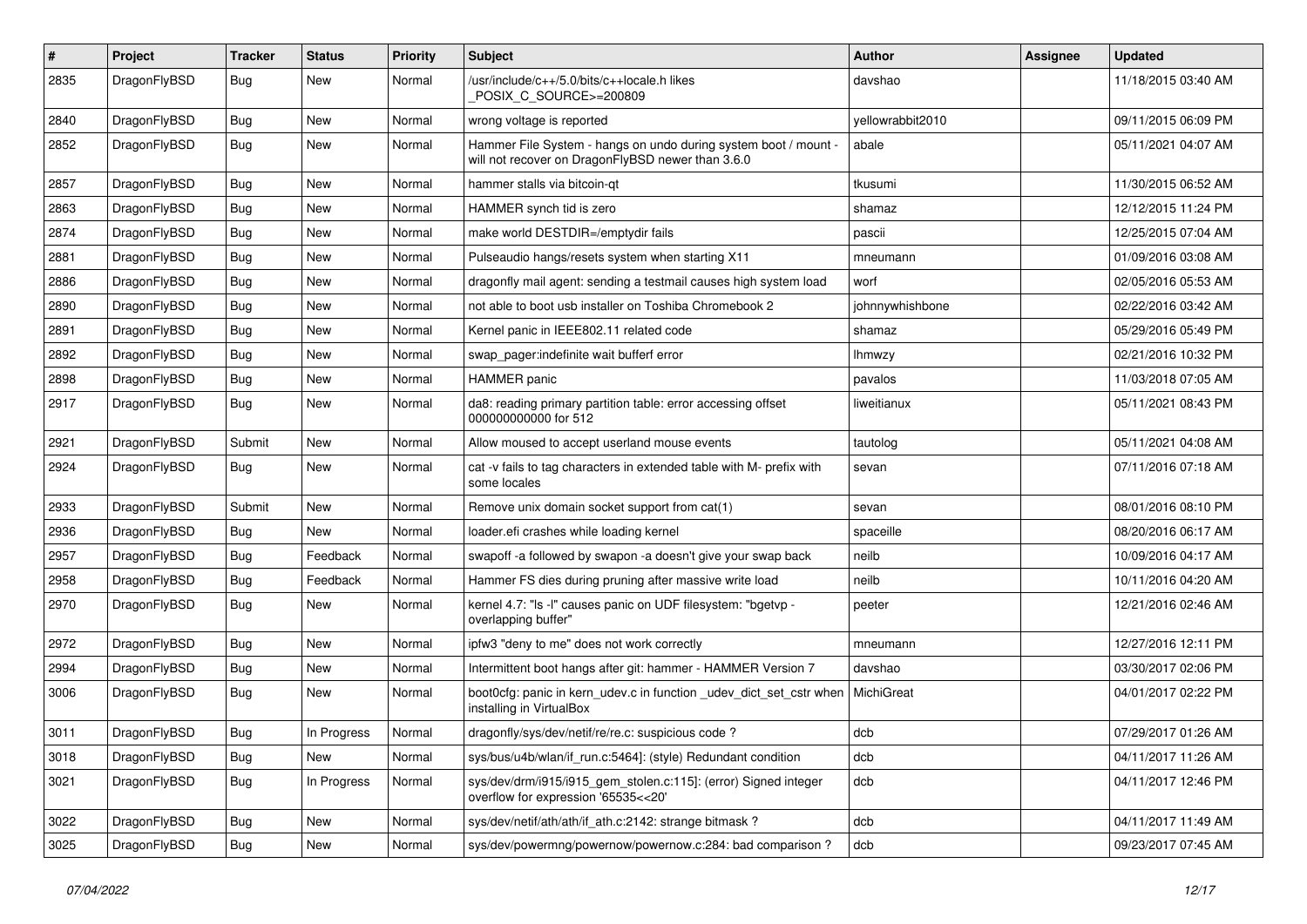| # | Project | Tracker | Status | Priority | Subject | Author | Assignee | Updated |
|---|---|---|---|---|---|---|---|---|
| 2835 | DragonFlyBSD | Bug | New | Normal | /usr/include/c++/5.0/bits/c++locale.h likes _POSIX_C_SOURCE>=200809 | davshao | | 11/18/2015 03:40 AM |
| 2840 | DragonFlyBSD | Bug | New | Normal | wrong voltage is reported | yellowrabbit2010 | | 09/11/2015 06:09 PM |
| 2852 | DragonFlyBSD | Bug | New | Normal | Hammer File System - hangs on undo during system boot / mount - will not recover on DragonFlyBSD newer than 3.6.0 | abale | | 05/11/2021 04:07 AM |
| 2857 | DragonFlyBSD | Bug | New | Normal | hammer stalls via bitcoin-qt | tkusumi | | 11/30/2015 06:52 AM |
| 2863 | DragonFlyBSD | Bug | New | Normal | HAMMER synch tid is zero | shamaz | | 12/12/2015 11:24 PM |
| 2874 | DragonFlyBSD | Bug | New | Normal | make world DESTDIR=/emptydir fails | pascii | | 12/25/2015 07:04 AM |
| 2881 | DragonFlyBSD | Bug | New | Normal | Pulseaudio hangs/resets system when starting X11 | mneumann | | 01/09/2016 03:08 AM |
| 2886 | DragonFlyBSD | Bug | New | Normal | dragonfly mail agent: sending a testmail causes high system load | worf | | 02/05/2016 05:53 AM |
| 2890 | DragonFlyBSD | Bug | New | Normal | not able to boot usb installer on Toshiba Chromebook 2 | johnnywhishbone | | 02/22/2016 03:42 AM |
| 2891 | DragonFlyBSD | Bug | New | Normal | Kernel panic in IEEE802.11 related code | shamaz | | 05/29/2016 05:49 PM |
| 2892 | DragonFlyBSD | Bug | New | Normal | swap_pager:indefinite wait bufferf error | lhmwzy | | 02/21/2016 10:32 PM |
| 2898 | DragonFlyBSD | Bug | New | Normal | HAMMER panic | pavalos | | 11/03/2018 07:05 AM |
| 2917 | DragonFlyBSD | Bug | New | Normal | da8: reading primary partition table: error accessing offset 000000000000 for 512 | liweitianux | | 05/11/2021 08:43 PM |
| 2921 | DragonFlyBSD | Submit | New | Normal | Allow moused to accept userland mouse events | tautolog | | 05/11/2021 04:08 AM |
| 2924 | DragonFlyBSD | Bug | New | Normal | cat -v fails to tag characters in extended table with M- prefix with some locales | sevan | | 07/11/2016 07:18 AM |
| 2933 | DragonFlyBSD | Submit | New | Normal | Remove unix domain socket support from cat(1) | sevan | | 08/01/2016 08:10 PM |
| 2936 | DragonFlyBSD | Bug | New | Normal | loader.efi crashes while loading kernel | spaceille | | 08/20/2016 06:17 AM |
| 2957 | DragonFlyBSD | Bug | Feedback | Normal | swapoff -a followed by swapon -a doesn't give your swap back | neilb | | 10/09/2016 04:17 AM |
| 2958 | DragonFlyBSD | Bug | Feedback | Normal | Hammer FS dies during pruning after massive write load | neilb | | 10/11/2016 04:20 AM |
| 2970 | DragonFlyBSD | Bug | New | Normal | kernel 4.7: "ls -l" causes panic on UDF filesystem: "bgetvp - overlapping buffer" | peeter | | 12/21/2016 02:46 AM |
| 2972 | DragonFlyBSD | Bug | New | Normal | ipfw3 "deny to me" does not work correctly | mneumann | | 12/27/2016 12:11 PM |
| 2994 | DragonFlyBSD | Bug | New | Normal | Intermittent boot hangs after git: hammer - HAMMER Version 7 | davshao | | 03/30/2017 02:06 PM |
| 3006 | DragonFlyBSD | Bug | New | Normal | boot0cfg: panic in kern_udev.c in function _udev_dict_set_cstr when installing in VirtualBox | MichiGreat | | 04/01/2017 02:22 PM |
| 3011 | DragonFlyBSD | Bug | In Progress | Normal | dragonfly/sys/dev/netif/re/re.c: suspicious code ? | dcb | | 07/29/2017 01:26 AM |
| 3018 | DragonFlyBSD | Bug | New | Normal | sys/bus/u4b/wlan/if_run.c:5464]: (style) Redundant condition | dcb | | 04/11/2017 11:26 AM |
| 3021 | DragonFlyBSD | Bug | In Progress | Normal | sys/dev/drm/i915/i915_gem_stolen.c:115]: (error) Signed integer overflow for expression '65535<<20' | dcb | | 04/11/2017 12:46 PM |
| 3022 | DragonFlyBSD | Bug | New | Normal | sys/dev/netif/ath/ath/if_ath.c:2142: strange bitmask ? | dcb | | 04/11/2017 11:49 AM |
| 3025 | DragonFlyBSD | Bug | New | Normal | sys/dev/powermng/powernow/powernow.c:284: bad comparison ? | dcb | | 09/23/2017 07:45 AM |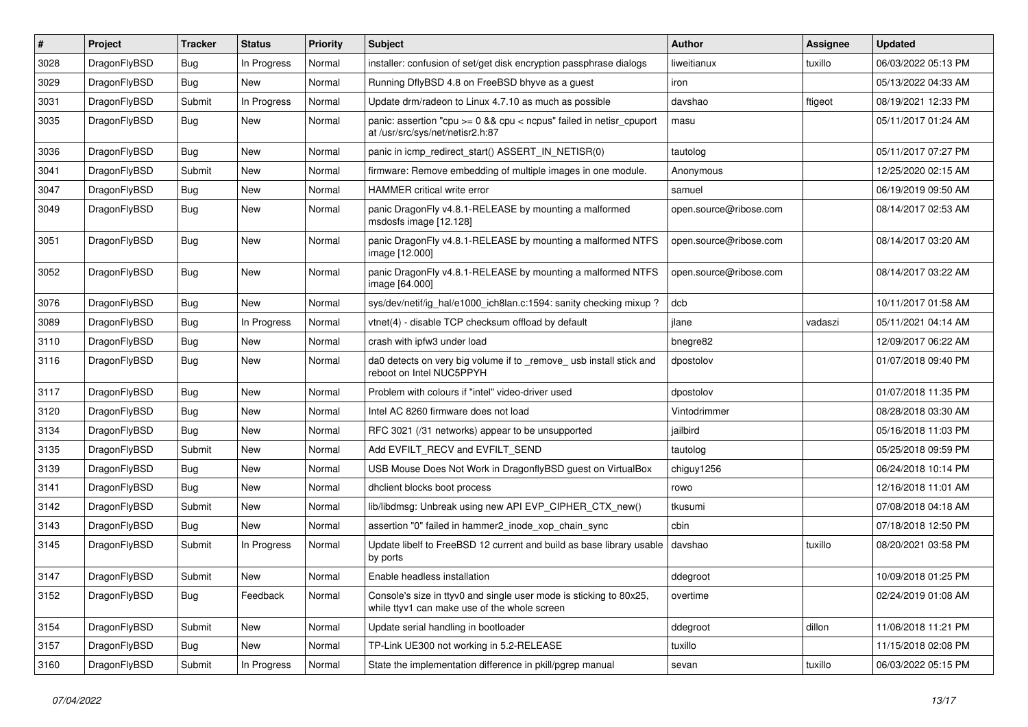| # | Project | Tracker | Status | Priority | Subject | Author | Assignee | Updated |
|---|---|---|---|---|---|---|---|---|
| 3028 | DragonFlyBSD | Bug | In Progress | Normal | installer: confusion of set/get disk encryption passphrase dialogs | liweitianux | tuxillo | 06/03/2022 05:13 PM |
| 3029 | DragonFlyBSD | Bug | New | Normal | Running DflyBSD 4.8 on FreeBSD bhyve as a guest | iron | | 05/13/2022 04:33 AM |
| 3031 | DragonFlyBSD | Submit | In Progress | Normal | Update drm/radeon to Linux 4.7.10 as much as possible | davshao | ftigeot | 08/19/2021 12:33 PM |
| 3035 | DragonFlyBSD | Bug | New | Normal | panic: assertion "cpu >= 0 && cpu < ncpus" failed in netisr_cpuport at /usr/src/sys/net/netisr2.h:87 | masu | | 05/11/2017 01:24 AM |
| 3036 | DragonFlyBSD | Bug | New | Normal | panic in icmp_redirect_start() ASSERT_IN_NETISR(0) | tautolog | | 05/11/2017 07:27 PM |
| 3041 | DragonFlyBSD | Submit | New | Normal | firmware: Remove embedding of multiple images in one module. | Anonymous | | 12/25/2020 02:15 AM |
| 3047 | DragonFlyBSD | Bug | New | Normal | HAMMER critical write error | samuel | | 06/19/2019 09:50 AM |
| 3049 | DragonFlyBSD | Bug | New | Normal | panic DragonFly v4.8.1-RELEASE by mounting a malformed msdosfs image [12.128] | open.source@ribose.com | | 08/14/2017 02:53 AM |
| 3051 | DragonFlyBSD | Bug | New | Normal | panic DragonFly v4.8.1-RELEASE by mounting a malformed NTFS image [12.000] | open.source@ribose.com | | 08/14/2017 03:20 AM |
| 3052 | DragonFlyBSD | Bug | New | Normal | panic DragonFly v4.8.1-RELEASE by mounting a malformed NTFS image [64.000] | open.source@ribose.com | | 08/14/2017 03:22 AM |
| 3076 | DragonFlyBSD | Bug | New | Normal | sys/dev/netif/ig_hal/e1000_ich8lan.c:1594: sanity checking mixup ? | dcb | | 10/11/2017 01:58 AM |
| 3089 | DragonFlyBSD | Bug | In Progress | Normal | vtnet(4) - disable TCP checksum offload by default | jlane | vadaszi | 05/11/2021 04:14 AM |
| 3110 | DragonFlyBSD | Bug | New | Normal | crash with ipfw3 under load | bnegre82 | | 12/09/2017 06:22 AM |
| 3116 | DragonFlyBSD | Bug | New | Normal | da0 detects on very big volume if to _remove_ usb install stick and reboot on Intel NUC5PPYH | dpostolov | | 01/07/2018 09:40 PM |
| 3117 | DragonFlyBSD | Bug | New | Normal | Problem with colours if "intel" video-driver used | dpostolov | | 01/07/2018 11:35 PM |
| 3120 | DragonFlyBSD | Bug | New | Normal | Intel AC 8260 firmware does not load | Vintodrimmer | | 08/28/2018 03:30 AM |
| 3134 | DragonFlyBSD | Bug | New | Normal | RFC 3021 (/31 networks) appear to be unsupported | jailbird | | 05/16/2018 11:03 PM |
| 3135 | DragonFlyBSD | Submit | New | Normal | Add EVFILT_RECV and EVFILT_SEND | tautolog | | 05/25/2018 09:59 PM |
| 3139 | DragonFlyBSD | Bug | New | Normal | USB Mouse Does Not Work in DragonflyBSD guest on VirtualBox | chiguy1256 | | 06/24/2018 10:14 PM |
| 3141 | DragonFlyBSD | Bug | New | Normal | dhclient blocks boot process | rowo | | 12/16/2018 11:01 AM |
| 3142 | DragonFlyBSD | Submit | New | Normal | lib/libdmsg: Unbreak using new API EVP_CIPHER_CTX_new() | tkusumi | | 07/08/2018 04:18 AM |
| 3143 | DragonFlyBSD | Bug | New | Normal | assertion "0" failed in hammer2_inode_xop_chain_sync | cbin | | 07/18/2018 12:50 PM |
| 3145 | DragonFlyBSD | Submit | In Progress | Normal | Update libelf to FreeBSD 12 current and build as base library usable by ports | davshao | tuxillo | 08/20/2021 03:58 PM |
| 3147 | DragonFlyBSD | Submit | New | Normal | Enable headless installation | ddegroot | | 10/09/2018 01:25 PM |
| 3152 | DragonFlyBSD | Bug | Feedback | Normal | Console's size in ttyv0 and single user mode is sticking to 80x25, while ttyv1 can make use of the whole screen | overtime | | 02/24/2019 01:08 AM |
| 3154 | DragonFlyBSD | Submit | New | Normal | Update serial handling in bootloader | ddegroot | dillon | 11/06/2018 11:21 PM |
| 3157 | DragonFlyBSD | Bug | New | Normal | TP-Link UE300 not working in 5.2-RELEASE | tuxillo | | 11/15/2018 02:08 PM |
| 3160 | DragonFlyBSD | Submit | In Progress | Normal | State the implementation difference in pkill/pgrep manual | sevan | tuxillo | 06/03/2022 05:15 PM |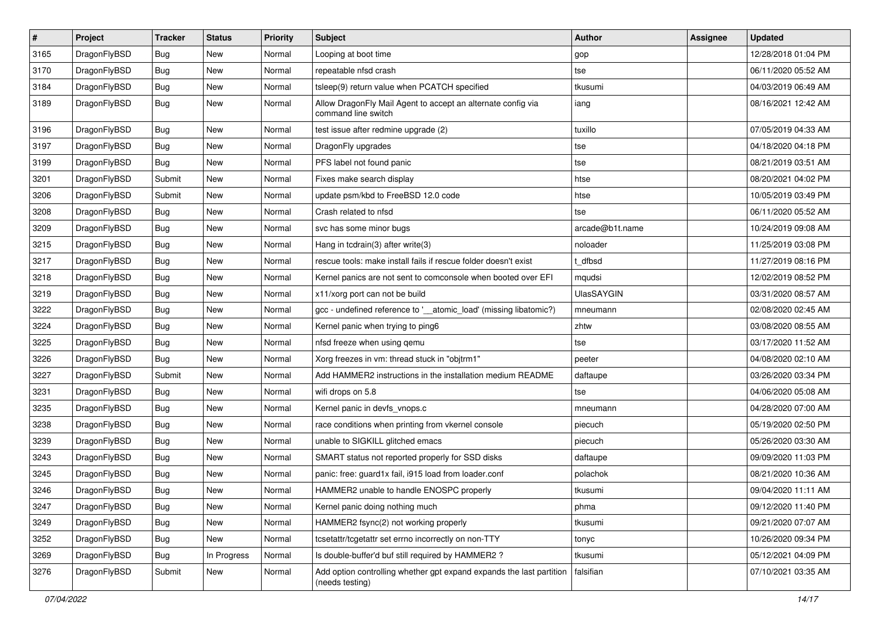| # | Project | Tracker | Status | Priority | Subject | Author | Assignee | Updated |
|---|---|---|---|---|---|---|---|---|
| 3165 | DragonFlyBSD | Bug | New | Normal | Looping at boot time | gop | | 12/28/2018 01:04 PM |
| 3170 | DragonFlyBSD | Bug | New | Normal | repeatable nfsd crash | tse | | 06/11/2020 05:52 AM |
| 3184 | DragonFlyBSD | Bug | New | Normal | tsleep(9) return value when PCATCH specified | tkusumi | | 04/03/2019 06:49 AM |
| 3189 | DragonFlyBSD | Bug | New | Normal | Allow DragonFly Mail Agent to accept an alternate config via command line switch | iang | | 08/16/2021 12:42 AM |
| 3196 | DragonFlyBSD | Bug | New | Normal | test issue after redmine upgrade (2) | tuxillo | | 07/05/2019 04:33 AM |
| 3197 | DragonFlyBSD | Bug | New | Normal | DragonFly upgrades | tse | | 04/18/2020 04:18 PM |
| 3199 | DragonFlyBSD | Bug | New | Normal | PFS label not found panic | tse | | 08/21/2019 03:51 AM |
| 3201 | DragonFlyBSD | Submit | New | Normal | Fixes make search display | htse | | 08/20/2021 04:02 PM |
| 3206 | DragonFlyBSD | Submit | New | Normal | update psm/kbd to FreeBSD 12.0 code | htse | | 10/05/2019 03:49 PM |
| 3208 | DragonFlyBSD | Bug | New | Normal | Crash related to nfsd | tse | | 06/11/2020 05:52 AM |
| 3209 | DragonFlyBSD | Bug | New | Normal | svc has some minor bugs | arcade@b1t.name | | 10/24/2019 09:08 AM |
| 3215 | DragonFlyBSD | Bug | New | Normal | Hang in tcdrain(3) after write(3) | noloader | | 11/25/2019 03:08 PM |
| 3217 | DragonFlyBSD | Bug | New | Normal | rescue tools: make install fails if rescue folder doesn't exist | t_dfbsd | | 11/27/2019 08:16 PM |
| 3218 | DragonFlyBSD | Bug | New | Normal | Kernel panics are not sent to comconsole when booted over EFI | mqudsi | | 12/02/2019 08:52 PM |
| 3219 | DragonFlyBSD | Bug | New | Normal | x11/xorg port can not be build | UlasSAYGIN | | 03/31/2020 08:57 AM |
| 3222 | DragonFlyBSD | Bug | New | Normal | gcc - undefined reference to '__atomic_load' (missing libatomic?) | mneumann | | 02/08/2020 02:45 AM |
| 3224 | DragonFlyBSD | Bug | New | Normal | Kernel panic when trying to ping6 | zhtw | | 03/08/2020 08:55 AM |
| 3225 | DragonFlyBSD | Bug | New | Normal | nfsd freeze when using qemu | tse | | 03/17/2020 11:52 AM |
| 3226 | DragonFlyBSD | Bug | New | Normal | Xorg freezes in vm: thread stuck in "objtrm1" | peeter | | 04/08/2020 02:10 AM |
| 3227 | DragonFlyBSD | Submit | New | Normal | Add HAMMER2 instructions in the installation medium README | daftaupe | | 03/26/2020 03:34 PM |
| 3231 | DragonFlyBSD | Bug | New | Normal | wifi drops on 5.8 | tse | | 04/06/2020 05:08 AM |
| 3235 | DragonFlyBSD | Bug | New | Normal | Kernel panic in devfs_vnops.c | mneumann | | 04/28/2020 07:00 AM |
| 3238 | DragonFlyBSD | Bug | New | Normal | race conditions when printing from vkernel console | piecuch | | 05/19/2020 02:50 PM |
| 3239 | DragonFlyBSD | Bug | New | Normal | unable to SIGKILL glitched emacs | piecuch | | 05/26/2020 03:30 AM |
| 3243 | DragonFlyBSD | Bug | New | Normal | SMART status not reported properly for SSD disks | daftaupe | | 09/09/2020 11:03 PM |
| 3245 | DragonFlyBSD | Bug | New | Normal | panic: free: guard1x fail, i915 load from loader.conf | polachok | | 08/21/2020 10:36 AM |
| 3246 | DragonFlyBSD | Bug | New | Normal | HAMMER2 unable to handle ENOSPC properly | tkusumi | | 09/04/2020 11:11 AM |
| 3247 | DragonFlyBSD | Bug | New | Normal | Kernel panic doing nothing much | phma | | 09/12/2020 11:40 PM |
| 3249 | DragonFlyBSD | Bug | New | Normal | HAMMER2 fsync(2) not working properly | tkusumi | | 09/21/2020 07:07 AM |
| 3252 | DragonFlyBSD | Bug | New | Normal | tcsetattr/tcgetattr set errno incorrectly on non-TTY | tonyc | | 10/26/2020 09:34 PM |
| 3269 | DragonFlyBSD | Bug | In Progress | Normal | Is double-buffer'd buf still required by HAMMER2 ? | tkusumi | | 05/12/2021 04:09 PM |
| 3276 | DragonFlyBSD | Submit | New | Normal | Add option controlling whether gpt expand expands the last partition (needs testing) | falsifian | | 07/10/2021 03:35 AM |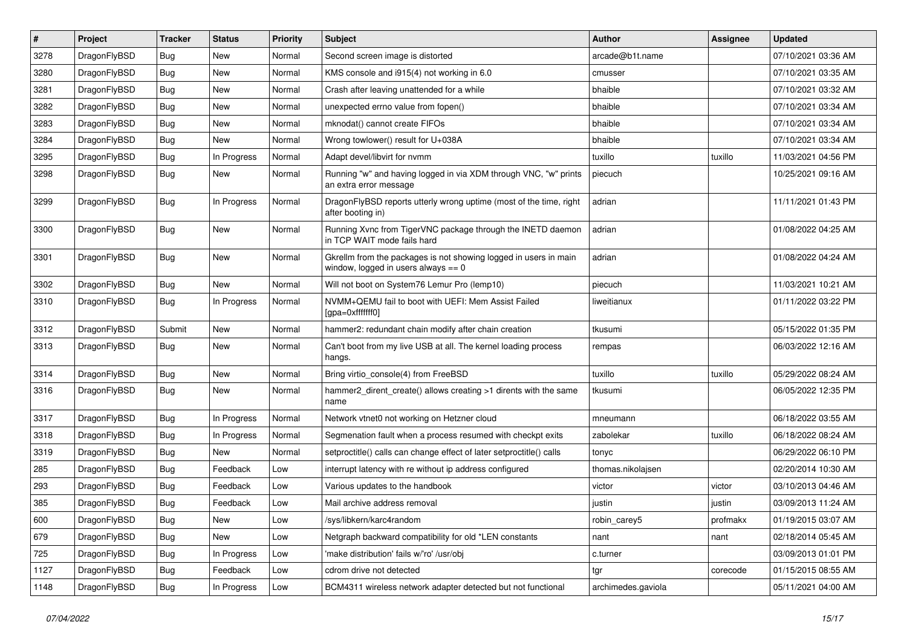| # | Project | Tracker | Status | Priority | Subject | Author | Assignee | Updated |
|---|---|---|---|---|---|---|---|---|
| 3278 | DragonFlyBSD | Bug | New | Normal | Second screen image is distorted | arcade@b1t.name | | 07/10/2021 03:36 AM |
| 3280 | DragonFlyBSD | Bug | New | Normal | KMS console and i915(4) not working in 6.0 | cmusser | | 07/10/2021 03:35 AM |
| 3281 | DragonFlyBSD | Bug | New | Normal | Crash after leaving unattended for a while | bhaible | | 07/10/2021 03:32 AM |
| 3282 | DragonFlyBSD | Bug | New | Normal | unexpected errno value from fopen() | bhaible | | 07/10/2021 03:34 AM |
| 3283 | DragonFlyBSD | Bug | New | Normal | mknodat() cannot create FIFOs | bhaible | | 07/10/2021 03:34 AM |
| 3284 | DragonFlyBSD | Bug | New | Normal | Wrong towlower() result for U+038A | bhaible | | 07/10/2021 03:34 AM |
| 3295 | DragonFlyBSD | Bug | In Progress | Normal | Adapt devel/libvirt for nvmm | tuxillo | tuxillo | 11/03/2021 04:56 PM |
| 3298 | DragonFlyBSD | Bug | New | Normal | Running "w" and having logged in via XDM through VNC, "w" prints an extra error message | piecuch | | 10/25/2021 09:16 AM |
| 3299 | DragonFlyBSD | Bug | In Progress | Normal | DragonFlyBSD reports utterly wrong uptime (most of the time, right after booting in) | adrian | | 11/11/2021 01:43 PM |
| 3300 | DragonFlyBSD | Bug | New | Normal | Running Xvnc from TigerVNC package through the INETD daemon in TCP WAIT mode fails hard | adrian | | 01/08/2022 04:25 AM |
| 3301 | DragonFlyBSD | Bug | New | Normal | Gkrellm from the packages is not showing logged in users in main window, logged in users always == 0 | adrian | | 01/08/2022 04:24 AM |
| 3302 | DragonFlyBSD | Bug | New | Normal | Will not boot on System76 Lemur Pro (lemp10) | piecuch | | 11/03/2021 10:21 AM |
| 3310 | DragonFlyBSD | Bug | In Progress | Normal | NVMM+QEMU fail to boot with UEFI: Mem Assist Failed [gpa=0xfffffff0] | liweitianux | | 01/11/2022 03:22 PM |
| 3312 | DragonFlyBSD | Submit | New | Normal | hammer2: redundant chain modify after chain creation | tkusumi | | 05/15/2022 01:35 PM |
| 3313 | DragonFlyBSD | Bug | New | Normal | Can't boot from my live USB at all. The kernel loading process hangs. | rempas | | 06/03/2022 12:16 AM |
| 3314 | DragonFlyBSD | Bug | New | Normal | Bring virtio_console(4) from FreeBSD | tuxillo | tuxillo | 05/29/2022 08:24 AM |
| 3316 | DragonFlyBSD | Bug | New | Normal | hammer2_dirent_create() allows creating >1 dirents with the same name | tkusumi | | 06/05/2022 12:35 PM |
| 3317 | DragonFlyBSD | Bug | In Progress | Normal | Network vtnet0 not working on Hetzner cloud | mneumann | | 06/18/2022 03:55 AM |
| 3318 | DragonFlyBSD | Bug | In Progress | Normal | Segmenation fault when a process resumed with checkpt exits | zabolekar | tuxillo | 06/18/2022 08:24 AM |
| 3319 | DragonFlyBSD | Bug | New | Normal | setproctitle() calls can change effect of later setproctitle() calls | tonyc | | 06/29/2022 06:10 PM |
| 285 | DragonFlyBSD | Bug | Feedback | Low | interrupt latency with re without ip address configured | thomas.nikolajsen | | 02/20/2014 10:30 AM |
| 293 | DragonFlyBSD | Bug | Feedback | Low | Various updates to the handbook | victor | victor | 03/10/2013 04:46 AM |
| 385 | DragonFlyBSD | Bug | Feedback | Low | Mail archive address removal | justin | justin | 03/09/2013 11:24 AM |
| 600 | DragonFlyBSD | Bug | New | Low | /sys/libkern/karc4random | robin_carey5 | profmakx | 01/19/2015 03:07 AM |
| 679 | DragonFlyBSD | Bug | New | Low | Netgraph backward compatibility for old *LEN constants | nant | nant | 02/18/2014 05:45 AM |
| 725 | DragonFlyBSD | Bug | In Progress | Low | 'make distribution' fails w/'ro' /usr/obj | c.turner | | 03/09/2013 01:01 PM |
| 1127 | DragonFlyBSD | Bug | Feedback | Low | cdrom drive not detected | tgr | corecode | 01/15/2015 08:55 AM |
| 1148 | DragonFlyBSD | Bug | In Progress | Low | BCM4311 wireless network adapter detected but not functional | archimedes.gaviola | | 05/11/2021 04:00 AM |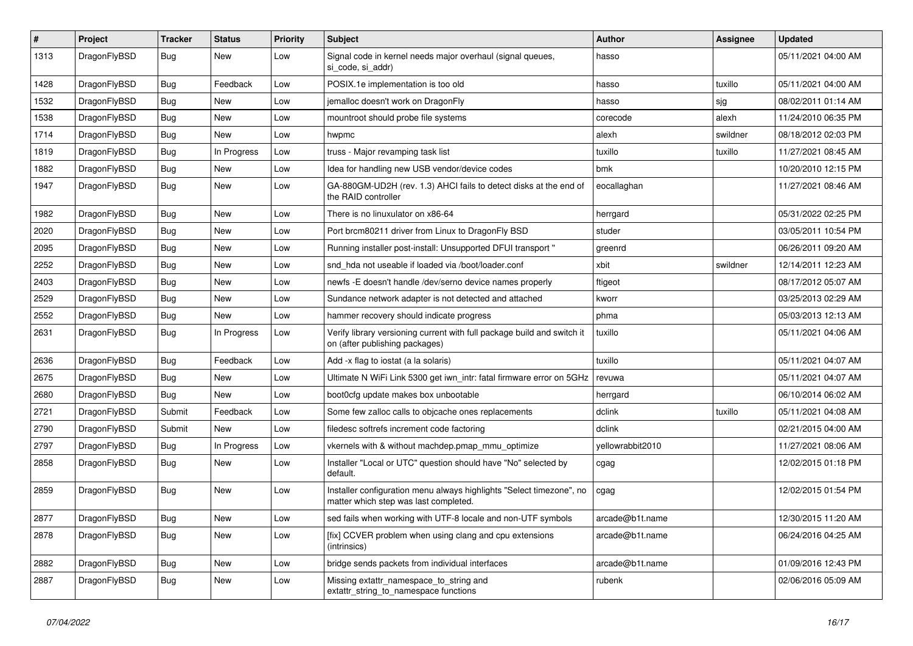| # | Project | Tracker | Status | Priority | Subject | Author | Assignee | Updated |
|---|---|---|---|---|---|---|---|---|
| 1313 | DragonFlyBSD | Bug | New | Low | Signal code in kernel needs major overhaul (signal queues, si_code, si_addr) | hasso | | 05/11/2021 04:00 AM |
| 1428 | DragonFlyBSD | Bug | Feedback | Low | POSIX.1e implementation is too old | hasso | tuxillo | 05/11/2021 04:00 AM |
| 1532 | DragonFlyBSD | Bug | New | Low | jemalloc doesn't work on DragonFly | hasso | sjg | 08/02/2011 01:14 AM |
| 1538 | DragonFlyBSD | Bug | New | Low | mountroot should probe file systems | corecode | alexh | 11/24/2010 06:35 PM |
| 1714 | DragonFlyBSD | Bug | New | Low | hwpmc | alexh | swildner | 08/18/2012 02:03 PM |
| 1819 | DragonFlyBSD | Bug | In Progress | Low | truss - Major revamping task list | tuxillo | tuxillo | 11/27/2021 08:45 AM |
| 1882 | DragonFlyBSD | Bug | New | Low | Idea for handling new USB vendor/device codes | bmk | | 10/20/2010 12:15 PM |
| 1947 | DragonFlyBSD | Bug | New | Low | GA-880GM-UD2H (rev. 1.3) AHCI fails to detect disks at the end of the RAID controller | eocallaghan | | 11/27/2021 08:46 AM |
| 1982 | DragonFlyBSD | Bug | New | Low | There is no linuxulator on x86-64 | herrgard | | 05/31/2022 02:25 PM |
| 2020 | DragonFlyBSD | Bug | New | Low | Port brcm80211 driver from Linux to DragonFly BSD | studer | | 03/05/2011 10:54 PM |
| 2095 | DragonFlyBSD | Bug | New | Low | Running installer post-install: Unsupported DFUI transport " | greenrd | | 06/26/2011 09:20 AM |
| 2252 | DragonFlyBSD | Bug | New | Low | snd_hda not useable if loaded via /boot/loader.conf | xbit | swildner | 12/14/2011 12:23 AM |
| 2403 | DragonFlyBSD | Bug | New | Low | newfs -E doesn't handle /dev/serno device names properly | ftigeot | | 08/17/2012 05:07 AM |
| 2529 | DragonFlyBSD | Bug | New | Low | Sundance network adapter is not detected and attached | kworr | | 03/25/2013 02:29 AM |
| 2552 | DragonFlyBSD | Bug | New | Low | hammer recovery should indicate progress | phma | | 05/03/2013 12:13 AM |
| 2631 | DragonFlyBSD | Bug | In Progress | Low | Verify library versioning current with full package build and switch it on (after publishing packages) | tuxillo | | 05/11/2021 04:06 AM |
| 2636 | DragonFlyBSD | Bug | Feedback | Low | Add -x flag to iostat (a la solaris) | tuxillo | | 05/11/2021 04:07 AM |
| 2675 | DragonFlyBSD | Bug | New | Low | Ultimate N WiFi Link 5300 get iwn_intr: fatal firmware error on 5GHz | revuwa | | 05/11/2021 04:07 AM |
| 2680 | DragonFlyBSD | Bug | New | Low | boot0cfg update makes box unbootable | herrgard | | 06/10/2014 06:02 AM |
| 2721 | DragonFlyBSD | Submit | Feedback | Low | Some few zalloc calls to objcache ones replacements | dclink | tuxillo | 05/11/2021 04:08 AM |
| 2790 | DragonFlyBSD | Submit | New | Low | filedesc softrefs increment code factoring | dclink | | 02/21/2015 04:00 AM |
| 2797 | DragonFlyBSD | Bug | In Progress | Low | vkernels with & without machdep.pmap_mmu_optimize | yellowrabbit2010 | | 11/27/2021 08:06 AM |
| 2858 | DragonFlyBSD | Bug | New | Low | Installer "Local or UTC" question should have "No" selected by default. | cgag | | 12/02/2015 01:18 PM |
| 2859 | DragonFlyBSD | Bug | New | Low | Installer configuration menu always highlights "Select timezone", no matter which step was last completed. | cgag | | 12/02/2015 01:54 PM |
| 2877 | DragonFlyBSD | Bug | New | Low | sed fails when working with UTF-8 locale and non-UTF symbols | arcade@b1t.name | | 12/30/2015 11:20 AM |
| 2878 | DragonFlyBSD | Bug | New | Low | [fix] CCVER problem when using clang and cpu extensions (intrinsics) | arcade@b1t.name | | 06/24/2016 04:25 AM |
| 2882 | DragonFlyBSD | Bug | New | Low | bridge sends packets from individual interfaces | arcade@b1t.name | | 01/09/2016 12:43 PM |
| 2887 | DragonFlyBSD | Bug | New | Low | Missing extattr_namespace_to_string and extattr_string_to_namespace functions | rubenk | | 02/06/2016 05:09 AM |

*07/04/2022*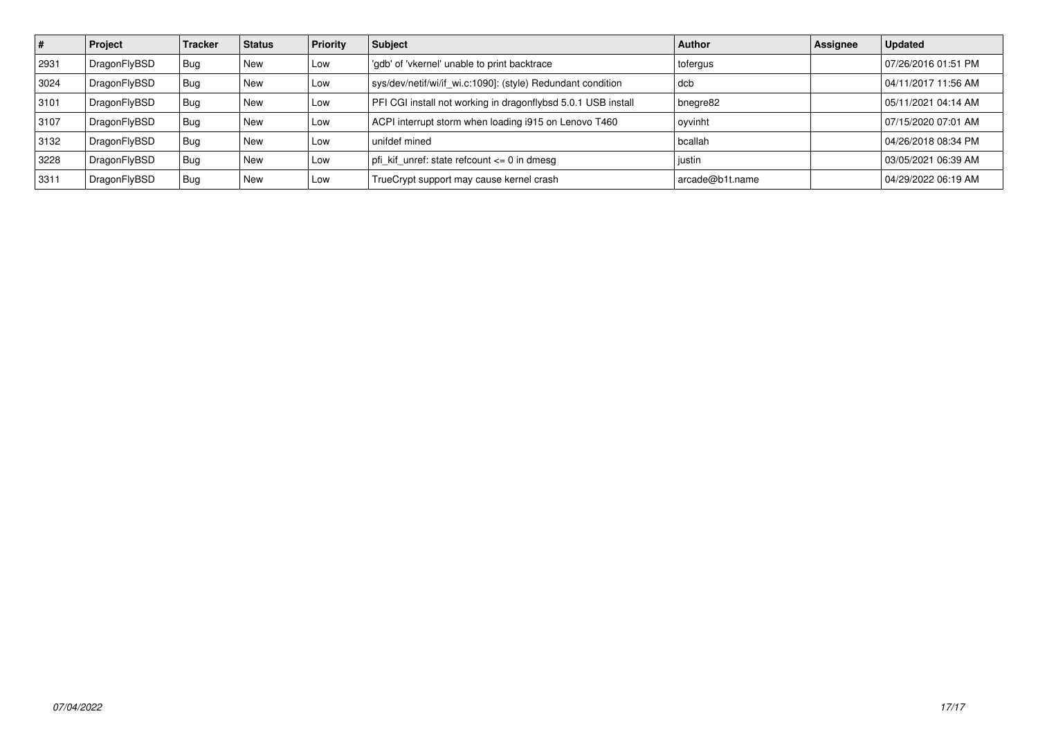| # | Project | Tracker | Status | Priority | Subject | Author | Assignee | Updated |
|---|---|---|---|---|---|---|---|---|
| 2931 | DragonFlyBSD | Bug | New | Low | 'gdb' of 'vkernel' unable to print backtrace | tofergus | | 07/26/2016 01:51 PM |
| 3024 | DragonFlyBSD | Bug | New | Low | sys/dev/netif/wi/if_wi.c:1090]: (style) Redundant condition | dcb | | 04/11/2017 11:56 AM |
| 3101 | DragonFlyBSD | Bug | New | Low | PFI CGI install not working in dragonflybsd 5.0.1 USB install | bnegre82 | | 05/11/2021 04:14 AM |
| 3107 | DragonFlyBSD | Bug | New | Low | ACPI interrupt storm when loading i915 on Lenovo T460 | oyvinht | | 07/15/2020 07:01 AM |
| 3132 | DragonFlyBSD | Bug | New | Low | unifdef mined | bcallah | | 04/26/2018 08:34 PM |
| 3228 | DragonFlyBSD | Bug | New | Low | pfi_kif_unref: state refcount <= 0 in dmesg | justin | | 03/05/2021 06:39 AM |
| 3311 | DragonFlyBSD | Bug | New | Low | TrueCrypt support may cause kernel crash | arcade@b1t.name | | 04/29/2022 06:19 AM |